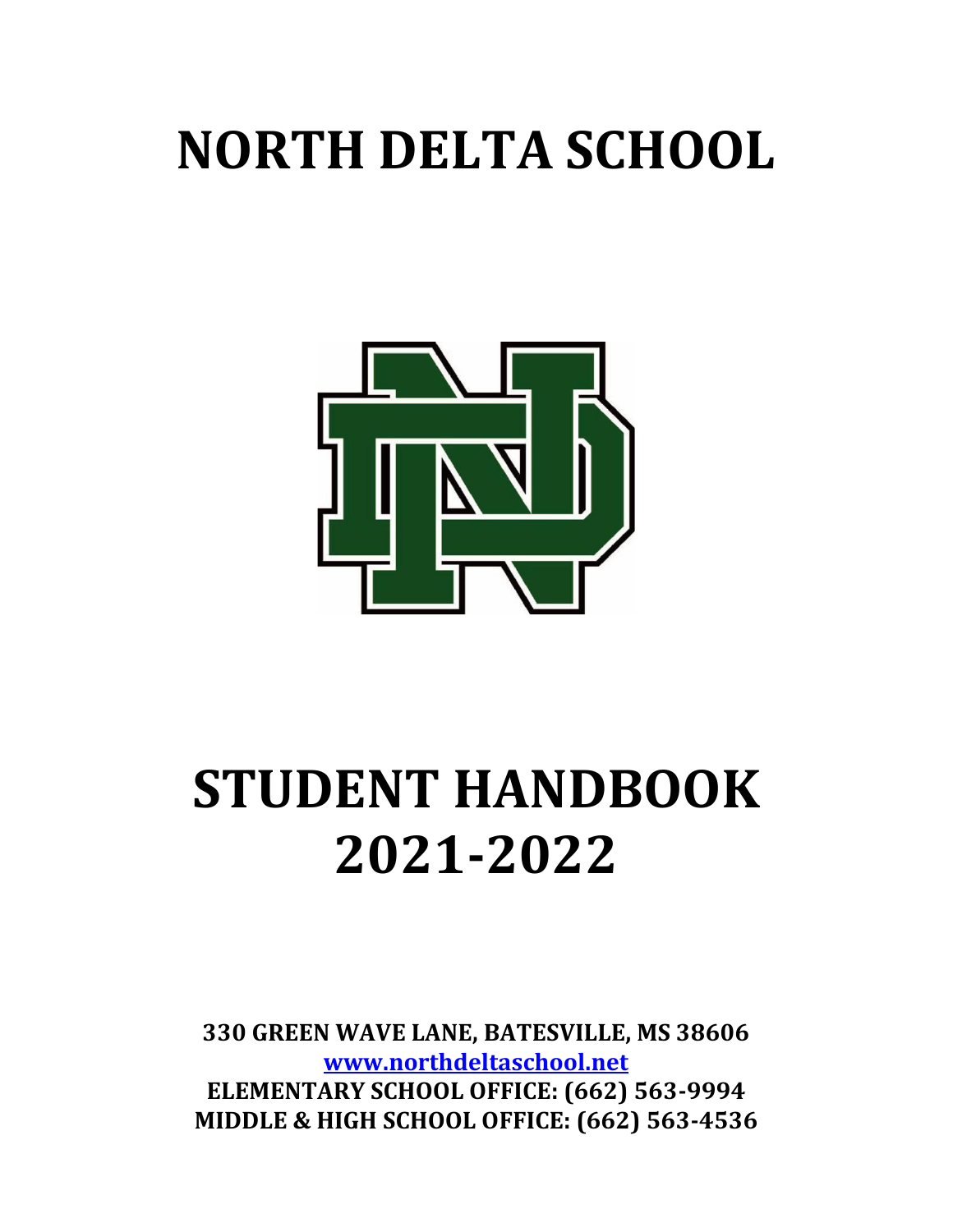# NORTH DELTA SCHOOL

# STUDENT HANDBOOK 2021-2022

**330 GREEN WAVE LANE, BATESVILLE, MS 38606**
**[www.northdeltaschool.net](http://www.northdeltaschool.net)**
**ELEMENTARY SCHOOL OFFICE: (662) 563-9994**
**MIDDLE & HIGH SCHOOL OFFICE: (662) 563-4536**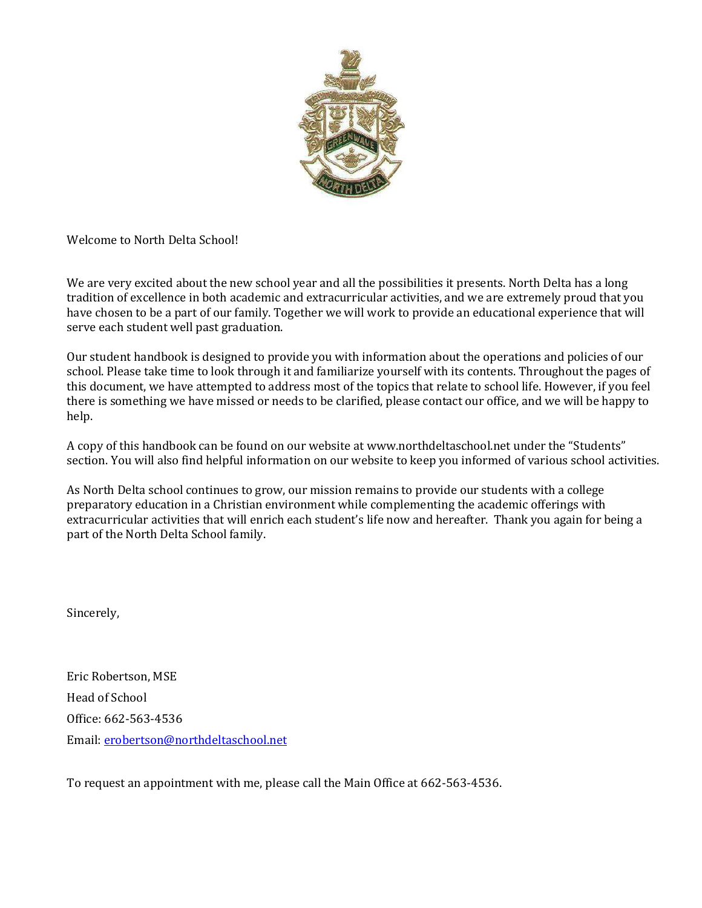Welcome to North Delta School!

We are very excited about the new school year and all the possibilities it presents. North Delta has a long tradition of excellence in both academic and extracurricular activities, and we are extremely proud that you have chosen to be a part of our family. Together we will work to provide an educational experience that will serve each student well past graduation.

Our student handbook is designed to provide you with information about the operations and policies of our school. Please take time to look through it and familiarize yourself with its contents. Throughout the pages of this document, we have attempted to address most of the topics that relate to school life. However, if you feel there is something we have missed or needs to be clarified, please contact our office, and we will be happy to help.

A copy of this handbook can be found on our website at www.northdeltaschool.net under the "Students" section. You will also find helpful information on our website to keep you informed of various school activities.

As North Delta school continues to grow, our mission remains to provide our students with a college preparatory education in a Christian environment while complementing the academic offerings with extracurricular activities that will enrich each student's life now and hereafter. Thank you again for being a part of the North Delta School family.

Sincerely,

Eric Robertson, MSE

Head of School

Office: 662-563-4536

Email: erobertson@northdeltaschool.net

To request an appointment with me, please call the Main Office at 662-563-4536.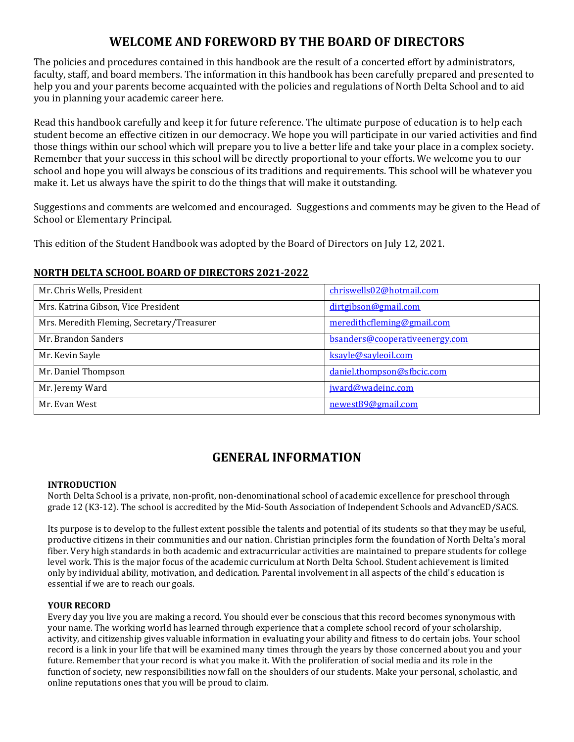# WELCOME AND FOREWORD BY THE BOARD OF DIRECTORS

The policies and procedures contained in this handbook are the result of a concerted effort by administrators, faculty, staff, and board members. The information in this handbook has been carefully prepared and presented to help you and your parents become acquainted with the policies and regulations of North Delta School and to aid you in planning your academic career here.

Read this handbook carefully and keep it for future reference. The ultimate purpose of education is to help each student become an effective citizen in our democracy. We hope you will participate in our varied activities and find those things within our school which will prepare you to live a better life and take your place in a complex society. Remember that your success in this school will be directly proportional to your efforts. We welcome you to our school and hope you will always be conscious of its traditions and requirements. This school will be whatever you make it. Let us always have the spirit to do the things that will make it outstanding.

Suggestions and comments are welcomed and encouraged. Suggestions and comments may be given to the Head of School or Elementary Principal.

This edition of the Student Handbook was adopted by the Board of Directors on July 12, 2021.

**NORTH DELTA SCHOOL BOARD OF DIRECTORS 2021-2022**

| | |
|---|---|
| Mr. Chris Wells, President | chriswells02@hotmail.com |
| Mrs. Katrina Gibson, Vice President | dirtgibson@gmail.com |
| Mrs. Meredith Fleming, Secretary/Treasurer | meredithcfleming@gmail.com |
| Mr. Brandon Sanders | bsanders@cooperativeenergy.com |
| Mr. Kevin Sayle | ksayle@sayleoil.com |
| Mr. Daniel Thompson | daniel.thompson@sfbcic.com |
| Mr. Jeremy Ward | jward@wadeinc.com |
| Mr. Evan West | newest89@gmail.com |

# GENERAL INFORMATION

**INTRODUCTION**

North Delta School is a private, non-profit, non-denominational school of academic excellence for preschool through grade 12 (K3-12). The school is accredited by the Mid-South Association of Independent Schools and AdvancED/SACS.

Its purpose is to develop to the fullest extent possible the talents and potential of its students so that they may be useful, productive citizens in their communities and our nation. Christian principles form the foundation of North Delta's moral fiber. Very high standards in both academic and extracurricular activities are maintained to prepare students for college level work. This is the major focus of the academic curriculum at North Delta School. Student achievement is limited only by individual ability, motivation, and dedication. Parental involvement in all aspects of the child's education is essential if we are to reach our goals.

**YOUR RECORD**

Every day you live you are making a record. You should ever be conscious that this record becomes synonymous with your name. The working world has learned through experience that a complete school record of your scholarship, activity, and citizenship gives valuable information in evaluating your ability and fitness to do certain jobs. Your school record is a link in your life that will be examined many times through the years by those concerned about you and your future. Remember that your record is what you make it. With the proliferation of social media and its role in the function of society, new responsibilities now fall on the shoulders of our students. Make your personal, scholastic, and online reputations ones that you will be proud to claim.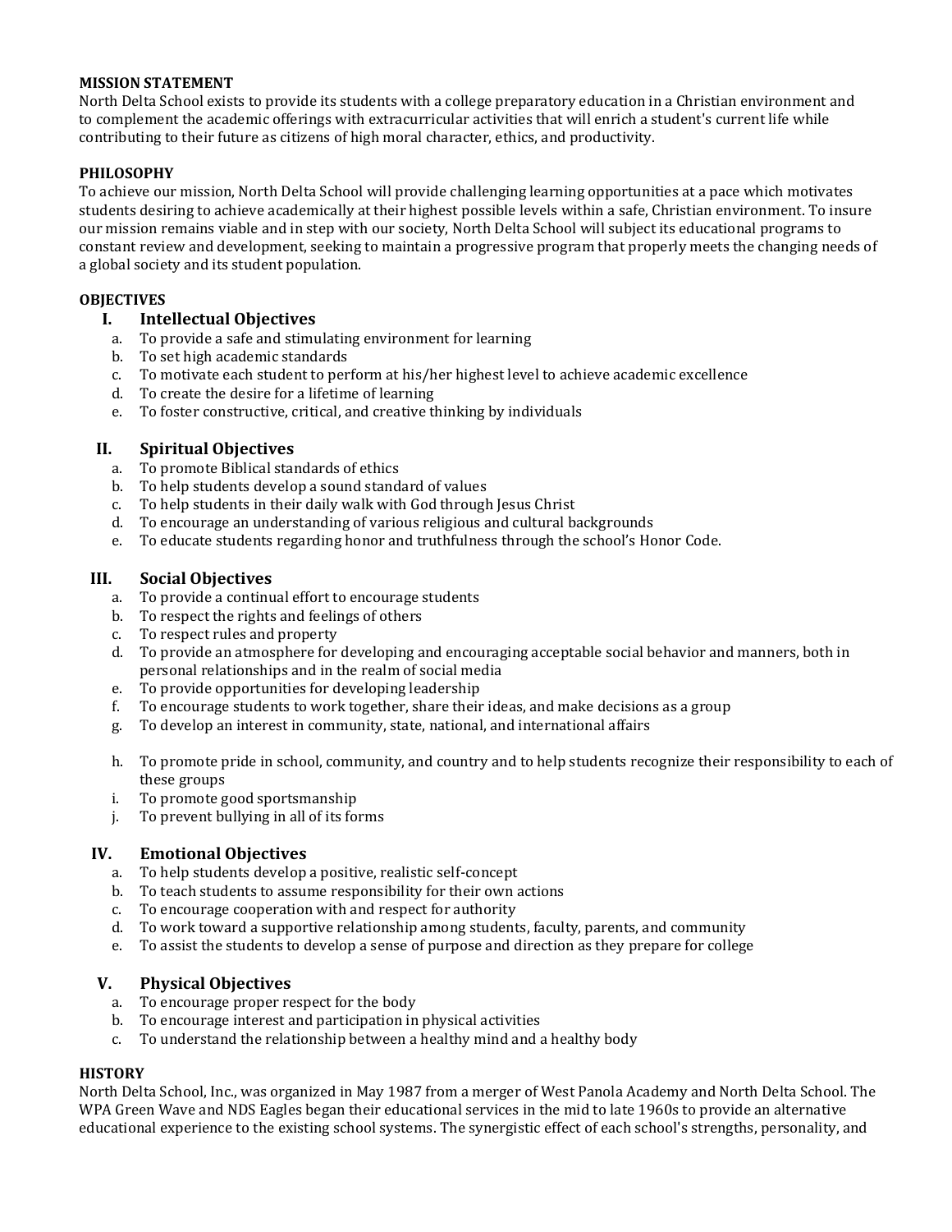## MISSION STATEMENT

North Delta School exists to provide its students with a college preparatory education in a Christian environment and to complement the academic offerings with extracurricular activities that will enrich a student's current life while contributing to their future as citizens of high moral character, ethics, and productivity.

## PHILOSOPHY

To achieve our mission, North Delta School will provide challenging learning opportunities at a pace which motivates students desiring to achieve academically at their highest possible levels within a safe, Christian environment. To insure our mission remains viable and in step with our society, North Delta School will subject its educational programs to constant review and development, seeking to maintain a progressive program that properly meets the changing needs of a global society and its student population.

## OBJECTIVES

### I. Intellectual Objectives

a. To provide a safe and stimulating environment for learning
b. To set high academic standards
c. To motivate each student to perform at his/her highest level to achieve academic excellence
d. To create the desire for a lifetime of learning
e. To foster constructive, critical, and creative thinking by individuals

### II. Spiritual Objectives

a. To promote Biblical standards of ethics
b. To help students develop a sound standard of values
c. To help students in their daily walk with God through Jesus Christ
d. To encourage an understanding of various religious and cultural backgrounds
e. To educate students regarding honor and truthfulness through the school's Honor Code.

### III. Social Objectives

a. To provide a continual effort to encourage students
b. To respect the rights and feelings of others
c. To respect rules and property
d. To provide an atmosphere for developing and encouraging acceptable social behavior and manners, both in personal relationships and in the realm of social media
e. To provide opportunities for developing leadership
f. To encourage students to work together, share their ideas, and make decisions as a group
g. To develop an interest in community, state, national, and international affairs
h. To promote pride in school, community, and country and to help students recognize their responsibility to each of these groups
i. To promote good sportsmanship
j. To prevent bullying in all of its forms

### IV. Emotional Objectives

a. To help students develop a positive, realistic self-concept
b. To teach students to assume responsibility for their own actions
c. To encourage cooperation with and respect for authority
d. To work toward a supportive relationship among students, faculty, parents, and community
e. To assist the students to develop a sense of purpose and direction as they prepare for college

### V. Physical Objectives

a. To encourage proper respect for the body
b. To encourage interest and participation in physical activities
c. To understand the relationship between a healthy mind and a healthy body

## HISTORY

North Delta School, Inc., was organized in May 1987 from a merger of West Panola Academy and North Delta School. The WPA Green Wave and NDS Eagles began their educational services in the mid to late 1960s to provide an alternative educational experience to the existing school systems. The synergistic effect of each school's strengths, personality, and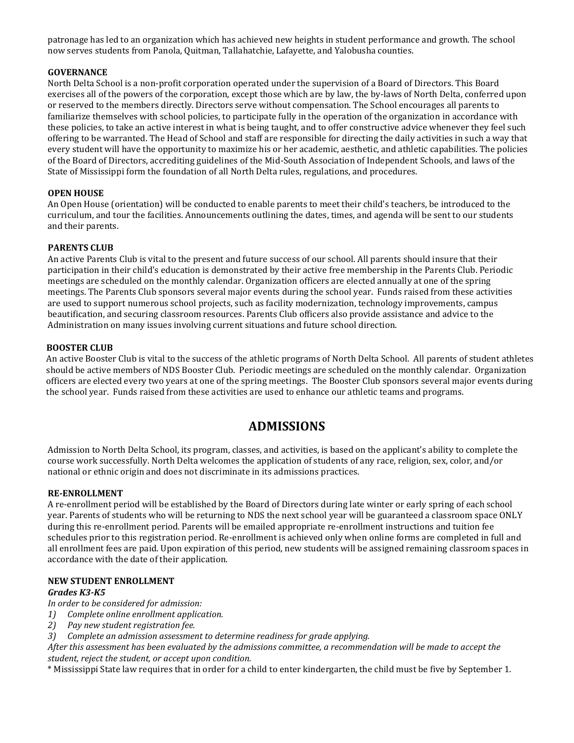patronage has led to an organization which has achieved new heights in student performance and growth. The school now serves students from Panola, Quitman, Tallahatchie, Lafayette, and Yalobusha counties.

**GOVERNANCE**

North Delta School is a non-profit corporation operated under the supervision of a Board of Directors. This Board exercises all of the powers of the corporation, except those which are by law, the by-laws of North Delta, conferred upon or reserved to the members directly. Directors serve without compensation. The School encourages all parents to familiarize themselves with school policies, to participate fully in the operation of the organization in accordance with these policies, to take an active interest in what is being taught, and to offer constructive advice whenever they feel such offering to be warranted. The Head of School and staff are responsible for directing the daily activities in such a way that every student will have the opportunity to maximize his or her academic, aesthetic, and athletic capabilities. The policies of the Board of Directors, accrediting guidelines of the Mid-South Association of Independent Schools, and laws of the State of Mississippi form the foundation of all North Delta rules, regulations, and procedures.

**OPEN HOUSE**

An Open House (orientation) will be conducted to enable parents to meet their child's teachers, be introduced to the curriculum, and tour the facilities. Announcements outlining the dates, times, and agenda will be sent to our students and their parents.

**PARENTS CLUB**

An active Parents Club is vital to the present and future success of our school. All parents should insure that their participation in their child's education is demonstrated by their active free membership in the Parents Club. Periodic meetings are scheduled on the monthly calendar. Organization officers are elected annually at one of the spring meetings. The Parents Club sponsors several major events during the school year. Funds raised from these activities are used to support numerous school projects, such as facility modernization, technology improvements, campus beautification, and securing classroom resources. Parents Club officers also provide assistance and advice to the Administration on many issues involving current situations and future school direction.

**BOOSTER CLUB**

An active Booster Club is vital to the success of the athletic programs of North Delta School. All parents of student athletes should be active members of NDS Booster Club. Periodic meetings are scheduled on the monthly calendar. Organization officers are elected every two years at one of the spring meetings. The Booster Club sponsors several major events during the school year. Funds raised from these activities are used to enhance our athletic teams and programs.

## ADMISSIONS

Admission to North Delta School, its program, classes, and activities, is based on the applicant's ability to complete the course work successfully. North Delta welcomes the application of students of any race, religion, sex, color, and/or national or ethnic origin and does not discriminate in its admissions practices.

**RE-ENROLLMENT**

A re-enrollment period will be established by the Board of Directors during late winter or early spring of each school year. Parents of students who will be returning to NDS the next school year will be guaranteed a classroom space ONLY during this re-enrollment period. Parents will be emailed appropriate re-enrollment instructions and tuition fee schedules prior to this registration period. Re-enrollment is achieved only when online forms are completed in full and all enrollment fees are paid. Upon expiration of this period, new students will be assigned remaining classroom spaces in accordance with the date of their application.

**NEW STUDENT ENROLLMENT**

***Grades K3-K5***

*In order to be considered for admission:*

1) *Complete online enrollment application.*
2) *Pay new student registration fee.*
3) *Complete an admission assessment to determine readiness for grade applying.*

*After this assessment has been evaluated by the admissions committee, a recommendation will be made to accept the student, reject the student, or accept upon condition.*

* Mississippi State law requires that in order for a child to enter kindergarten, the child must be five by September 1.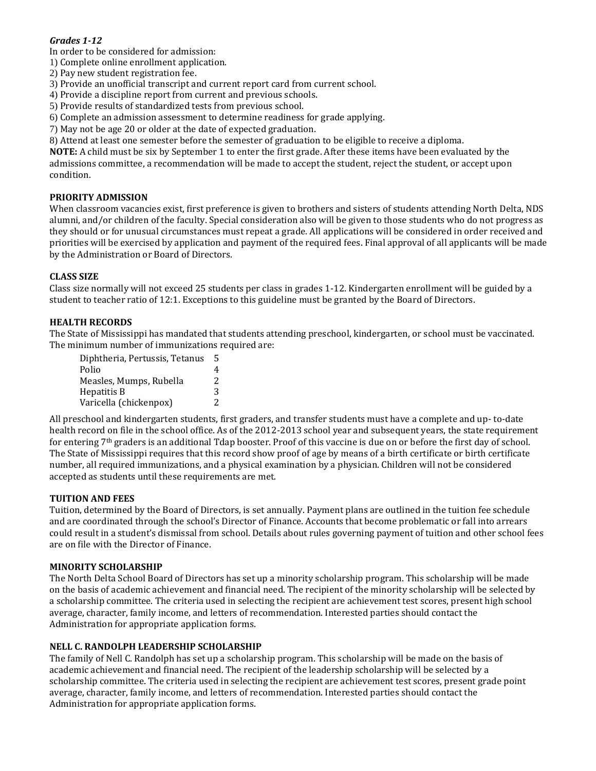### *Grades 1-12*

In order to be considered for admission:

1) Complete online enrollment application.
2) Pay new student registration fee.
3) Provide an unofficial transcript and current report card from current school.
4) Provide a discipline report from current and previous schools.
5) Provide results of standardized tests from previous school.
6) Complete an admission assessment to determine readiness for grade applying.
7) May not be age 20 or older at the date of expected graduation.
8) Attend at least one semester before the semester of graduation to be eligible to receive a diploma.

**NOTE:** A child must be six by September 1 to enter the first grade. After these items have been evaluated by the admissions committee, a recommendation will be made to accept the student, reject the student, or accept upon condition.

### PRIORITY ADMISSION

When classroom vacancies exist, first preference is given to brothers and sisters of students attending North Delta, NDS alumni, and/or children of the faculty. Special consideration also will be given to those students who do not progress as they should or for unusual circumstances must repeat a grade. All applications will be considered in order received and priorities will be exercised by application and payment of the required fees. Final approval of all applicants will be made by the Administration or Board of Directors.

### CLASS SIZE

Class size normally will not exceed 25 students per class in grades 1-12. Kindergarten enrollment will be guided by a student to teacher ratio of 12:1. Exceptions to this guideline must be granted by the Board of Directors.

### HEALTH RECORDS

The State of Mississippi has mandated that students attending preschool, kindergarten, or school must be vaccinated. The minimum number of immunizations required are:

| Immunization | Number |
|---|---|
| Diphtheria, Pertussis, Tetanus | 5 |
| Polio | 4 |
| Measles, Mumps, Rubella | 2 |
| Hepatitis B | 3 |
| Varicella (chickenpox) | 2 |

All preschool and kindergarten students, first graders, and transfer students must have a complete and up- to-date health record on file in the school office. As of the 2012-2013 school year and subsequent years, the state requirement for entering 7th graders is an additional Tdap booster. Proof of this vaccine is due on or before the first day of school. The State of Mississippi requires that this record show proof of age by means of a birth certificate or birth certificate number, all required immunizations, and a physical examination by a physician. Children will not be considered accepted as students until these requirements are met.

### TUITION AND FEES

Tuition, determined by the Board of Directors, is set annually. Payment plans are outlined in the tuition fee schedule and are coordinated through the school's Director of Finance. Accounts that become problematic or fall into arrears could result in a student's dismissal from school. Details about rules governing payment of tuition and other school fees are on file with the Director of Finance.

### MINORITY SCHOLARSHIP

The North Delta School Board of Directors has set up a minority scholarship program. This scholarship will be made on the basis of academic achievement and financial need. The recipient of the minority scholarship will be selected by a scholarship committee. The criteria used in selecting the recipient are achievement test scores, present high school average, character, family income, and letters of recommendation. Interested parties should contact the Administration for appropriate application forms.

### NELL C. RANDOLPH LEADERSHIP SCHOLARSHIP

The family of Nell C. Randolph has set up a scholarship program. This scholarship will be made on the basis of academic achievement and financial need. The recipient of the leadership scholarship will be selected by a scholarship committee. The criteria used in selecting the recipient are achievement test scores, present grade point average, character, family income, and letters of recommendation. Interested parties should contact the Administration for appropriate application forms.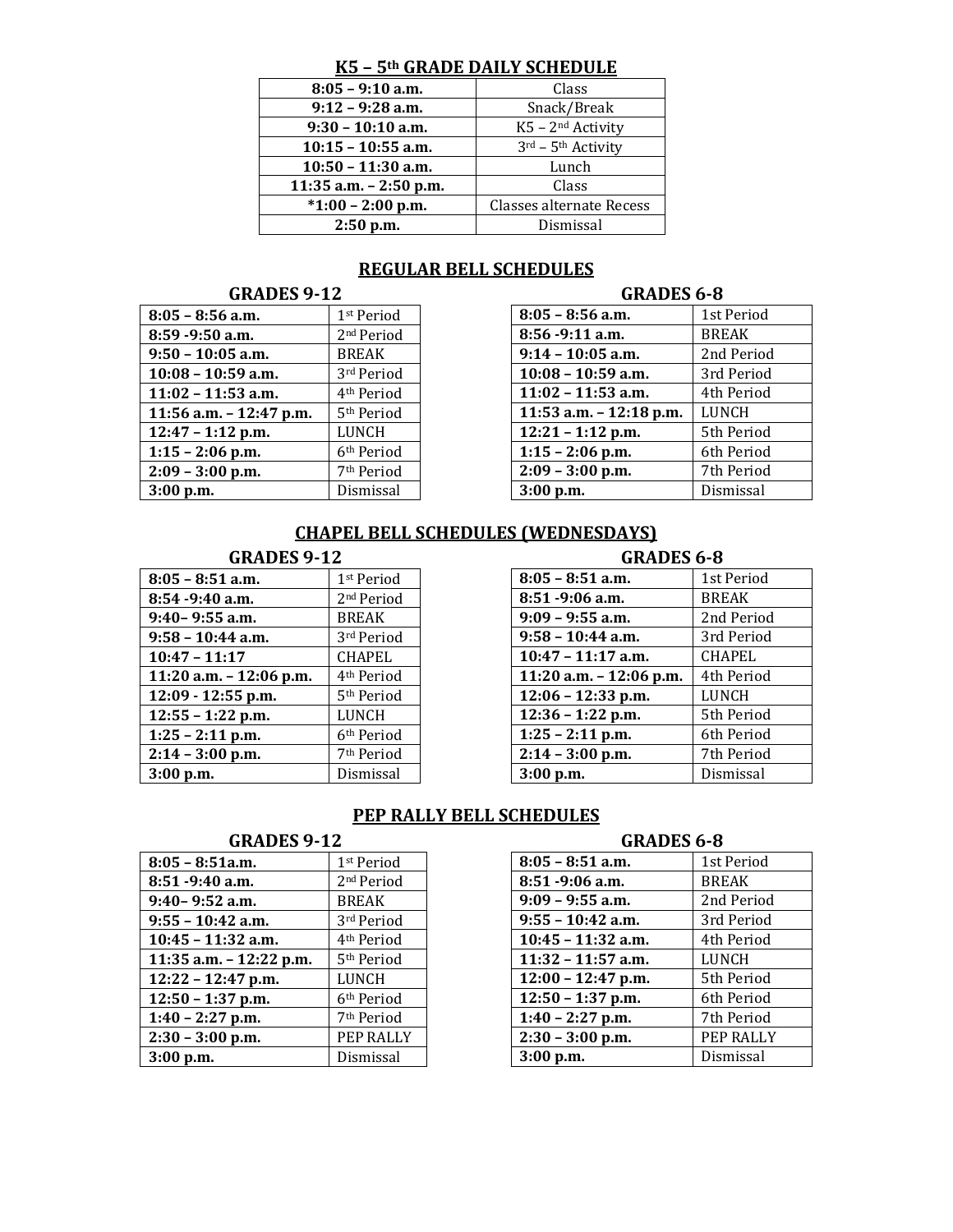## K5 – 5th GRADE DAILY SCHEDULE

| | |
|---|---|
| **8:05 – 9:10 a.m.** | Class |
| **9:12 – 9:28 a.m.** | Snack/Break |
| **9:30 – 10:10 a.m.** | K5 – 2nd Activity |
| **10:15 – 10:55 a.m.** | 3rd – 5th Activity |
| **10:50 – 11:30 a.m.** | Lunch |
| **11:35 a.m. – 2:50 p.m.** | Class |
| ***1:00 – 2:00 p.m.** | Classes alternate Recess |
| **2:50 p.m.** | Dismissal |

## REGULAR BELL SCHEDULES

### GRADES 9-12

| | |
|---|---|
| **8:05 – 8:56 a.m.** | 1st Period |
| **8:59 -9:50 a.m.** | 2nd Period |
| **9:50 – 10:05 a.m.** | BREAK |
| **10:08 – 10:59 a.m.** | 3rd Period |
| **11:02 – 11:53 a.m.** | 4th Period |
| **11:56 a.m. – 12:47 p.m.** | 5th Period |
| **12:47 – 1:12 p.m.** | LUNCH |
| **1:15 – 2:06 p.m.** | 6th Period |
| **2:09 – 3:00 p.m.** | 7th Period |
| **3:00 p.m.** | Dismissal |

### GRADES 6-8

| | |
|---|---|
| **8:05 – 8:56 a.m.** | 1st Period |
| **8:56 -9:11 a.m.** | BREAK |
| **9:14 – 10:05 a.m.** | 2nd Period |
| **10:08 – 10:59 a.m.** | 3rd Period |
| **11:02 – 11:53 a.m.** | 4th Period |
| **11:53 a.m. – 12:18 p.m.** | LUNCH |
| **12:21 – 1:12 p.m.** | 5th Period |
| **1:15 – 2:06 p.m.** | 6th Period |
| **2:09 – 3:00 p.m.** | 7th Period |
| **3:00 p.m.** | Dismissal |

## CHAPEL BELL SCHEDULES (WEDNESDAYS)

### GRADES 9-12

| | |
|---|---|
| **8:05 – 8:51 a.m.** | 1st Period |
| **8:54 -9:40 a.m.** | 2nd Period |
| **9:40– 9:55 a.m.** | BREAK |
| **9:58 – 10:44 a.m.** | 3rd Period |
| **10:47 – 11:17** | CHAPEL |
| **11:20 a.m. – 12:06 p.m.** | 4th Period |
| **12:09 - 12:55 p.m.** | 5th Period |
| **12:55 – 1:22 p.m.** | LUNCH |
| **1:25 – 2:11 p.m.** | 6th Period |
| **2:14 – 3:00 p.m.** | 7th Period |
| **3:00 p.m.** | Dismissal |

### GRADES 6-8

| | |
|---|---|
| **8:05 – 8:51 a.m.** | 1st Period |
| **8:51 -9:06 a.m.** | BREAK |
| **9:09 – 9:55 a.m.** | 2nd Period |
| **9:58 – 10:44 a.m.** | 3rd Period |
| **10:47 – 11:17 a.m.** | CHAPEL |
| **11:20 a.m. – 12:06 p.m.** | 4th Period |
| **12:06 – 12:33 p.m.** | LUNCH |
| **12:36 – 1:22 p.m.** | 5th Period |
| **1:25 – 2:11 p.m.** | 6th Period |
| **2:14 – 3:00 p.m.** | 7th Period |
| **3:00 p.m.** | Dismissal |

## PEP RALLY BELL SCHEDULES

### GRADES 9-12

| | |
|---|---|
| **8:05 – 8:51a.m.** | 1st Period |
| **8:51 -9:40 a.m.** | 2nd Period |
| **9:40– 9:52 a.m.** | BREAK |
| **9:55 – 10:42 a.m.** | 3rd Period |
| **10:45 – 11:32 a.m.** | 4th Period |
| **11:35 a.m. – 12:22 p.m.** | 5th Period |
| **12:22 – 12:47 p.m.** | LUNCH |
| **12:50 – 1:37 p.m.** | 6th Period |
| **1:40 – 2:27 p.m.** | 7th Period |
| **2:30 – 3:00 p.m.** | PEP RALLY |
| **3:00 p.m.** | Dismissal |

### GRADES 6-8

| | |
|---|---|
| **8:05 – 8:51 a.m.** | 1st Period |
| **8:51 -9:06 a.m.** | BREAK |
| **9:09 – 9:55 a.m.** | 2nd Period |
| **9:55 – 10:42 a.m.** | 3rd Period |
| **10:45 – 11:32 a.m.** | 4th Period |
| **11:32 – 11:57 a.m.** | LUNCH |
| **12:00 – 12:47 p.m.** | 5th Period |
| **12:50 – 1:37 p.m.** | 6th Period |
| **1:40 – 2:27 p.m.** | 7th Period |
| **2:30 – 3:00 p.m.** | PEP RALLY |
| **3:00 p.m.** | Dismissal |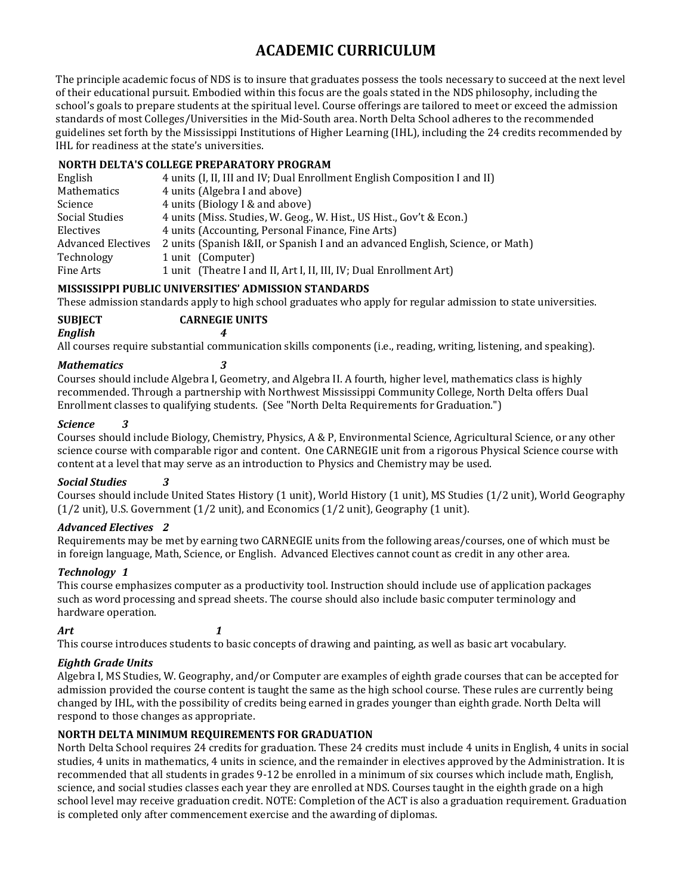# ACADEMIC CURRICULUM

The principle academic focus of NDS is to insure that graduates possess the tools necessary to succeed at the next level of their educational pursuit. Embodied within this focus are the goals stated in the NDS philosophy, including the school's goals to prepare students at the spiritual level. Course offerings are tailored to meet or exceed the admission standards of most Colleges/Universities in the Mid-South area. North Delta School adheres to the recommended guidelines set forth by the Mississippi Institutions of Higher Learning (IHL), including the 24 credits recommended by IHL for readiness at the state's universities.

### NORTH DELTA'S COLLEGE PREPARATORY PROGRAM

| | |
|---|---|
| English | 4 units (I, II, III and IV; Dual Enrollment English Composition I and II) |
| Mathematics | 4 units (Algebra I and above) |
| Science | 4 units (Biology I & and above) |
| Social Studies | 4 units (Miss. Studies, W. Geog., W. Hist., US Hist., Gov't & Econ.) |
| Electives | 4 units (Accounting, Personal Finance, Fine Arts) |
| Advanced Electives | 2 units (Spanish I&II, or Spanish I and an advanced English, Science, or Math) |
| Technology | 1 unit (Computer) |
| Fine Arts | 1 unit (Theatre I and II, Art I, II, III, IV; Dual Enrollment Art) |

### MISSISSIPPI PUBLIC UNIVERSITIES' ADMISSION STANDARDS

These admission standards apply to high school graduates who apply for regular admission to state universities.

**SUBJECT** **CARNEGIE UNITS**

***English*** ***4***

All courses require substantial communication skills components (i.e., reading, writing, listening, and speaking).

***Mathematics*** ***3***

Courses should include Algebra I, Geometry, and Algebra II. A fourth, higher level, mathematics class is highly recommended. Through a partnership with Northwest Mississippi Community College, North Delta offers Dual Enrollment classes to qualifying students. (See "North Delta Requirements for Graduation.")

***Science*** ***3***

Courses should include Biology, Chemistry, Physics, A & P, Environmental Science, Agricultural Science, or any other science course with comparable rigor and content. One CARNEGIE unit from a rigorous Physical Science course with content at a level that may serve as an introduction to Physics and Chemistry may be used.

***Social Studies*** ***3***

Courses should include United States History (1 unit), World History (1 unit), MS Studies (1/2 unit), World Geography (1/2 unit), U.S. Government (1/2 unit), and Economics (1/2 unit), Geography (1 unit).

***Advanced Electives*** ***2***

Requirements may be met by earning two CARNEGIE units from the following areas/courses, one of which must be in foreign language, Math, Science, or English. Advanced Electives cannot count as credit in any other area.

***Technology*** ***1***

This course emphasizes computer as a productivity tool. Instruction should include use of application packages such as word processing and spread sheets. The course should also include basic computer terminology and hardware operation.

***Art*** ***1***

This course introduces students to basic concepts of drawing and painting, as well as basic art vocabulary.

***Eighth Grade Units***

Algebra I, MS Studies, W. Geography, and/or Computer are examples of eighth grade courses that can be accepted for admission provided the course content is taught the same as the high school course. These rules are currently being changed by IHL, with the possibility of credits being earned in grades younger than eighth grade. North Delta will respond to those changes as appropriate.

### NORTH DELTA MINIMUM REQUIREMENTS FOR GRADUATION

North Delta School requires 24 credits for graduation. These 24 credits must include 4 units in English, 4 units in social studies, 4 units in mathematics, 4 units in science, and the remainder in electives approved by the Administration. It is recommended that all students in grades 9-12 be enrolled in a minimum of six courses which include math, English, science, and social studies classes each year they are enrolled at NDS. Courses taught in the eighth grade on a high school level may receive graduation credit. NOTE: Completion of the ACT is also a graduation requirement. Graduation is completed only after commencement exercise and the awarding of diplomas.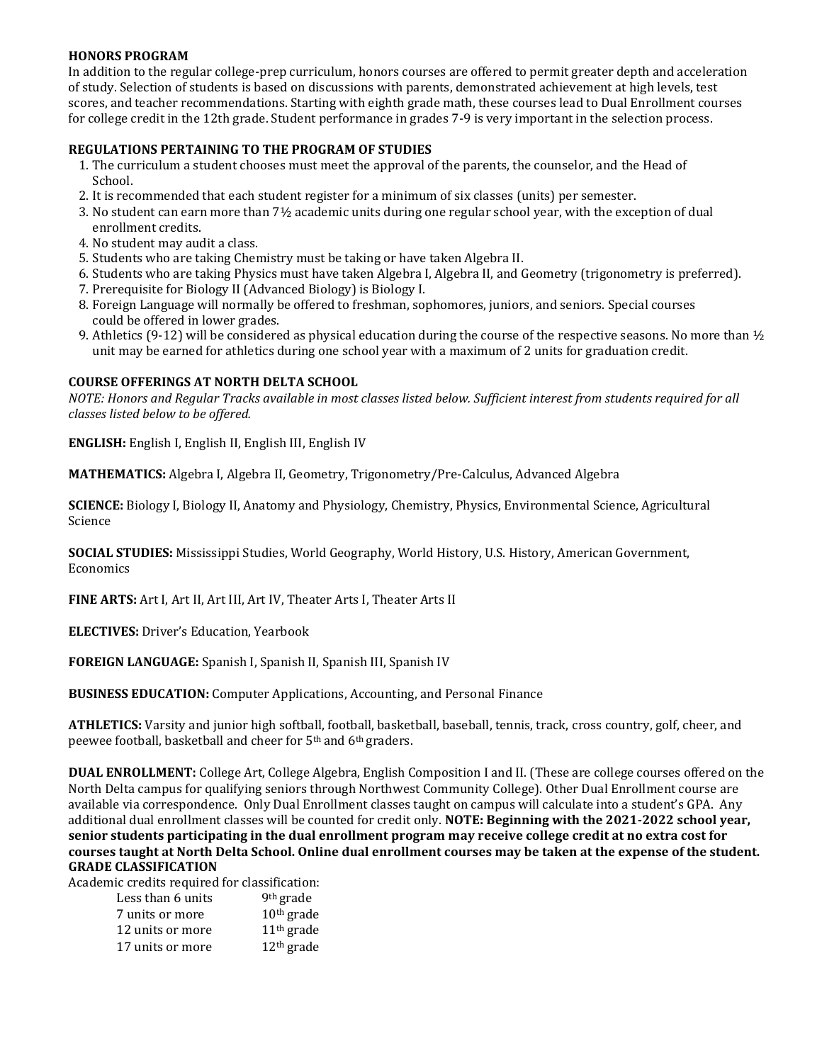**HONORS PROGRAM**

In addition to the regular college-prep curriculum, honors courses are offered to permit greater depth and acceleration of study. Selection of students is based on discussions with parents, demonstrated achievement at high levels, test scores, and teacher recommendations. Starting with eighth grade math, these courses lead to Dual Enrollment courses for college credit in the 12th grade. Student performance in grades 7-9 is very important in the selection process.

**REGULATIONS PERTAINING TO THE PROGRAM OF STUDIES**

1. The curriculum a student chooses must meet the approval of the parents, the counselor, and the Head of School.
2. It is recommended that each student register for a minimum of six classes (units) per semester.
3. No student can earn more than 7½ academic units during one regular school year, with the exception of dual enrollment credits.
4. No student may audit a class.
5. Students who are taking Chemistry must be taking or have taken Algebra II.
6. Students who are taking Physics must have taken Algebra I, Algebra II, and Geometry (trigonometry is preferred).
7. Prerequisite for Biology II (Advanced Biology) is Biology I.
8. Foreign Language will normally be offered to freshman, sophomores, juniors, and seniors. Special courses could be offered in lower grades.
9. Athletics (9-12) will be considered as physical education during the course of the respective seasons. No more than ½ unit may be earned for athletics during one school year with a maximum of 2 units for graduation credit.

**COURSE OFFERINGS AT NORTH DELTA SCHOOL**

*NOTE: Honors and Regular Tracks available in most classes listed below. Sufficient interest from students required for all classes listed below to be offered.*

**ENGLISH:** English I, English II, English III, English IV

**MATHEMATICS:** Algebra I, Algebra II, Geometry, Trigonometry/Pre-Calculus, Advanced Algebra

**SCIENCE:** Biology I, Biology II, Anatomy and Physiology, Chemistry, Physics, Environmental Science, Agricultural Science

**SOCIAL STUDIES:** Mississippi Studies, World Geography, World History, U.S. History, American Government, Economics

**FINE ARTS:** Art I, Art II, Art III, Art IV, Theater Arts I, Theater Arts II

**ELECTIVES:** Driver's Education, Yearbook

**FOREIGN LANGUAGE:** Spanish I, Spanish II, Spanish III, Spanish IV

**BUSINESS EDUCATION:** Computer Applications, Accounting, and Personal Finance

**ATHLETICS:** Varsity and junior high softball, football, basketball, baseball, tennis, track, cross country, golf, cheer, and peewee football, basketball and cheer for 5th and 6th graders.

**DUAL ENROLLMENT:** College Art, College Algebra, English Composition I and II. (These are college courses offered on the North Delta campus for qualifying seniors through Northwest Community College). Other Dual Enrollment course are available via correspondence. Only Dual Enrollment classes taught on campus will calculate into a student's GPA. Any additional dual enrollment classes will be counted for credit only. **NOTE: Beginning with the 2021-2022 school year, senior students participating in the dual enrollment program may receive college credit at no extra cost for courses taught at North Delta School. Online dual enrollment courses may be taken at the expense of the student.**

**GRADE CLASSIFICATION**

Academic credits required for classification:

| Credits | Grade |
| --- | --- |
| Less than 6 units | 9th grade |
| 7 units or more | 10th grade |
| 12 units or more | 11th grade |
| 17 units or more | 12th grade |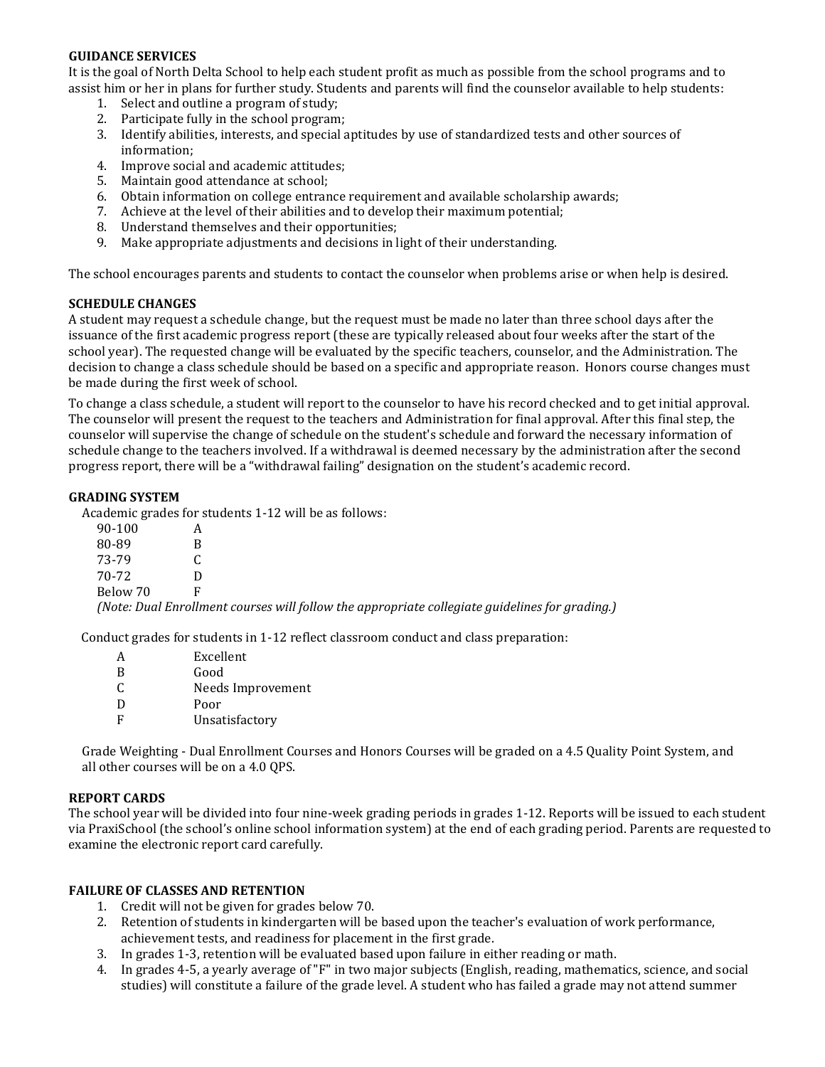## GUIDANCE SERVICES

It is the goal of North Delta School to help each student profit as much as possible from the school programs and to assist him or her in plans for further study. Students and parents will find the counselor available to help students:

1. Select and outline a program of study;
2. Participate fully in the school program;
3. Identify abilities, interests, and special aptitudes by use of standardized tests and other sources of information;
4. Improve social and academic attitudes;
5. Maintain good attendance at school;
6. Obtain information on college entrance requirement and available scholarship awards;
7. Achieve at the level of their abilities and to develop their maximum potential;
8. Understand themselves and their opportunities;
9. Make appropriate adjustments and decisions in light of their understanding.

The school encourages parents and students to contact the counselor when problems arise or when help is desired.

## SCHEDULE CHANGES

A student may request a schedule change, but the request must be made no later than three school days after the issuance of the first academic progress report (these are typically released about four weeks after the start of the school year). The requested change will be evaluated by the specific teachers, counselor, and the Administration. The decision to change a class schedule should be based on a specific and appropriate reason. Honors course changes must be made during the first week of school.

To change a class schedule, a student will report to the counselor to have his record checked and to get initial approval. The counselor will present the request to the teachers and Administration for final approval. After this final step, the counselor will supervise the change of schedule on the student's schedule and forward the necessary information of schedule change to the teachers involved. If a withdrawal is deemed necessary by the administration after the second progress report, there will be a "withdrawal failing" designation on the student's academic record.

## GRADING SYSTEM

Academic grades for students 1-12 will be as follows:

| | |
|---|---|
| 90-100 | A |
| 80-89 | B |
| 73-79 | C |
| 70-72 | D |
| Below 70 | F |

*(Note: Dual Enrollment courses will follow the appropriate collegiate guidelines for grading.)*

Conduct grades for students in 1-12 reflect classroom conduct and class preparation:

| | |
|---|---|
| A | Excellent |
| B | Good |
| C | Needs Improvement |
| D | Poor |
| F | Unsatisfactory |

Grade Weighting - Dual Enrollment Courses and Honors Courses will be graded on a 4.5 Quality Point System, and all other courses will be on a 4.0 QPS.

## REPORT CARDS

The school year will be divided into four nine-week grading periods in grades 1-12. Reports will be issued to each student via PraxiSchool (the school's online school information system) at the end of each grading period. Parents are requested to examine the electronic report card carefully.

## FAILURE OF CLASSES AND RETENTION

1. Credit will not be given for grades below 70.
2. Retention of students in kindergarten will be based upon the teacher's evaluation of work performance, achievement tests, and readiness for placement in the first grade.
3. In grades 1-3, retention will be evaluated based upon failure in either reading or math.
4. In grades 4-5, a yearly average of "F" in two major subjects (English, reading, mathematics, science, and social studies) will constitute a failure of the grade level. A student who has failed a grade may not attend summer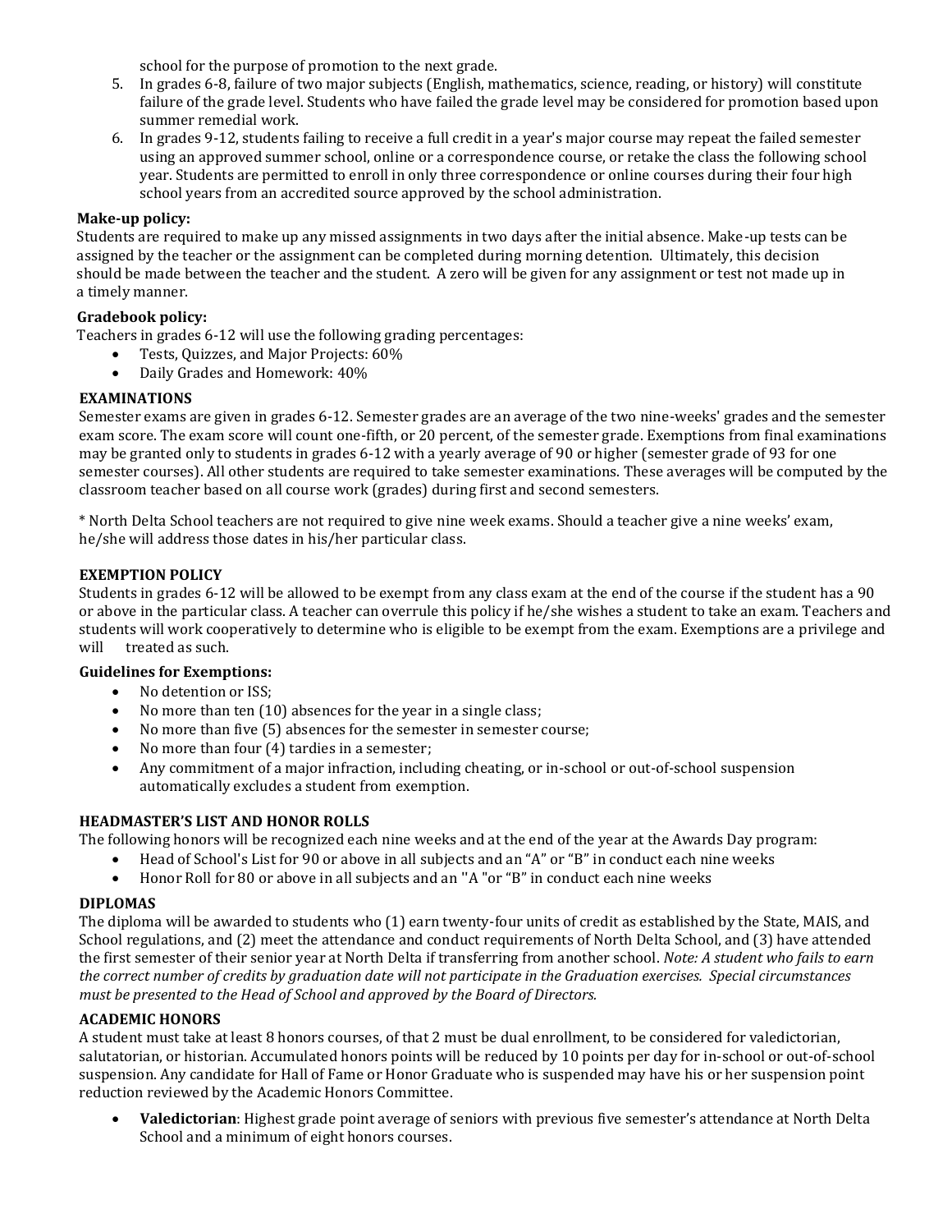school for the purpose of promotion to the next grade.

5. In grades 6-8, failure of two major subjects (English, mathematics, science, reading, or history) will constitute failure of the grade level. Students who have failed the grade level may be considered for promotion based upon summer remedial work.
6. In grades 9-12, students failing to receive a full credit in a year's major course may repeat the failed semester using an approved summer school, online or a correspondence course, or retake the class the following school year. Students are permitted to enroll in only three correspondence or online courses during their four high school years from an accredited source approved by the school administration.

**Make-up policy:**

Students are required to make up any missed assignments in two days after the initial absence. Make-up tests can be assigned by the teacher or the assignment can be completed during morning detention. Ultimately, this decision should be made between the teacher and the student. A zero will be given for any assignment or test not made up in a timely manner.

**Gradebook policy:**

Teachers in grades 6-12 will use the following grading percentages:

- Tests, Quizzes, and Major Projects: 60%
- Daily Grades and Homework: 40%

**EXAMINATIONS**

Semester exams are given in grades 6-12. Semester grades are an average of the two nine-weeks' grades and the semester exam score. The exam score will count one-fifth, or 20 percent, of the semester grade. Exemptions from final examinations may be granted only to students in grades 6-12 with a yearly average of 90 or higher (semester grade of 93 for one semester courses). All other students are required to take semester examinations. These averages will be computed by the classroom teacher based on all course work (grades) during first and second semesters.

* North Delta School teachers are not required to give nine week exams. Should a teacher give a nine weeks' exam, he/she will address those dates in his/her particular class.

**EXEMPTION POLICY**

Students in grades 6-12 will be allowed to be exempt from any class exam at the end of the course if the student has a 90 or above in the particular class. A teacher can overrule this policy if he/she wishes a student to take an exam. Teachers and students will work cooperatively to determine who is eligible to be exempt from the exam. Exemptions are a privilege and will treated as such.

**Guidelines for Exemptions:**

- No detention or ISS;
- No more than ten (10) absences for the year in a single class;
- No more than five (5) absences for the semester in semester course;
- No more than four (4) tardies in a semester;
- Any commitment of a major infraction, including cheating, or in-school or out-of-school suspension automatically excludes a student from exemption.

**HEADMASTER'S LIST AND HONOR ROLLS**

The following honors will be recognized each nine weeks and at the end of the year at the Awards Day program:

- Head of School's List for 90 or above in all subjects and an "A" or "B" in conduct each nine weeks
- Honor Roll for 80 or above in all subjects and an "A "or "B" in conduct each nine weeks

**DIPLOMAS**

The diploma will be awarded to students who (1) earn twenty-four units of credit as established by the State, MAIS, and School regulations, and (2) meet the attendance and conduct requirements of North Delta School, and (3) have attended the first semester of their senior year at North Delta if transferring from another school. *Note: A student who fails to earn the correct number of credits by graduation date will not participate in the Graduation exercises. Special circumstances must be presented to the Head of School and approved by the Board of Directors.*

**ACADEMIC HONORS**

A student must take at least 8 honors courses, of that 2 must be dual enrollment, to be considered for valedictorian, salutatorian, or historian. Accumulated honors points will be reduced by 10 points per day for in-school or out-of-school suspension. Any candidate for Hall of Fame or Honor Graduate who is suspended may have his or her suspension point reduction reviewed by the Academic Honors Committee.

- **Valedictorian**: Highest grade point average of seniors with previous five semester's attendance at North Delta School and a minimum of eight honors courses.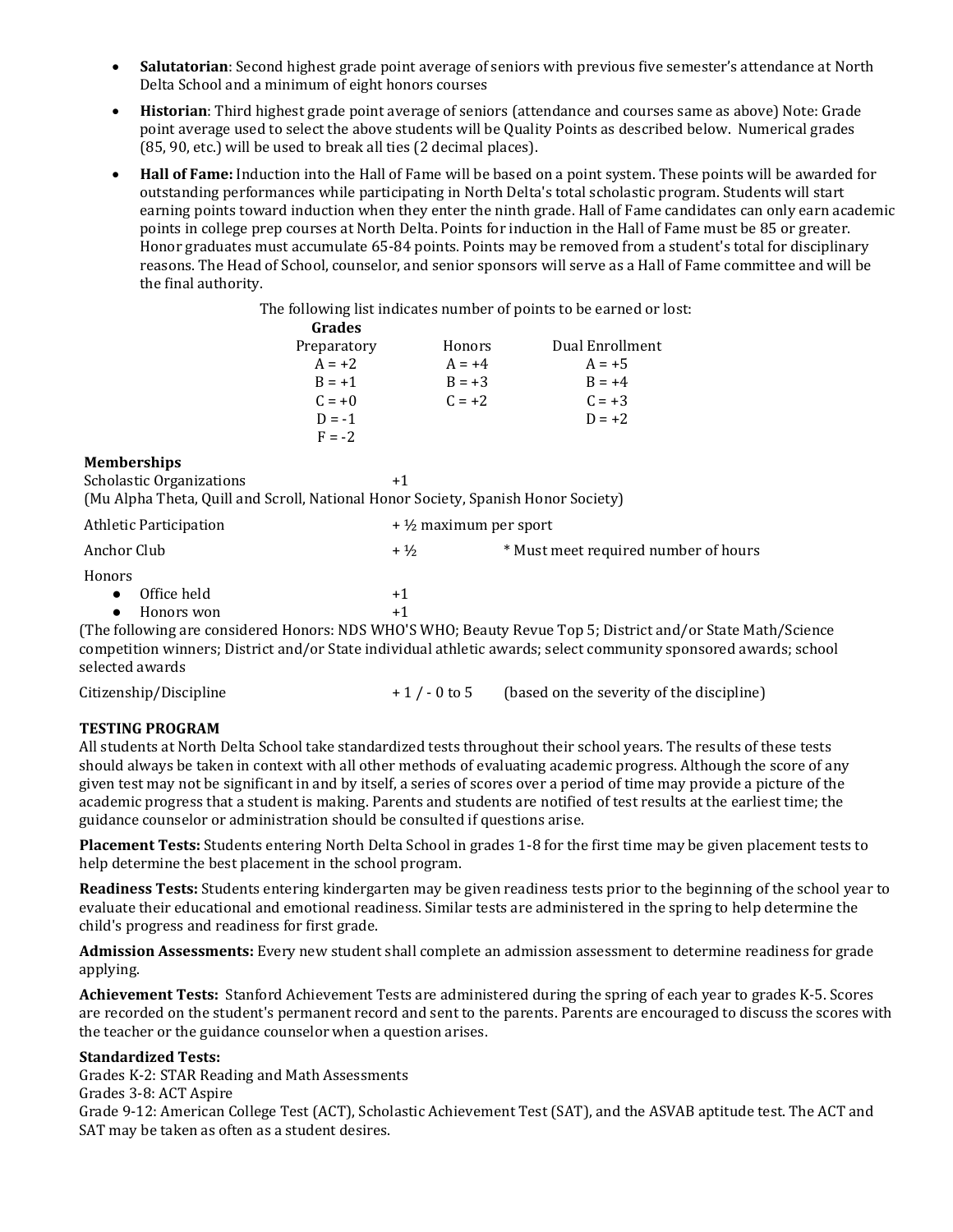- **Salutatorian**: Second highest grade point average of seniors with previous five semester's attendance at North Delta School and a minimum of eight honors courses
- **Historian**: Third highest grade point average of seniors (attendance and courses same as above) Note: Grade point average used to select the above students will be Quality Points as described below. Numerical grades (85, 90, etc.) will be used to break all ties (2 decimal places).
- **Hall of Fame:** Induction into the Hall of Fame will be based on a point system. These points will be awarded for outstanding performances while participating in North Delta's total scholastic program. Students will start earning points toward induction when they enter the ninth grade. Hall of Fame candidates can only earn academic points in college prep courses at North Delta. Points for induction in the Hall of Fame must be 85 or greater. Honor graduates must accumulate 65-84 points. Points may be removed from a student's total for disciplinary reasons. The Head of School, counselor, and senior sponsors will serve as a Hall of Fame committee and will be the final authority.

The following list indicates number of points to be earned or lost:

**Grades**

| Preparatory | Honors | Dual Enrollment |
|---|---|---|
| A = +2 | A = +4 | A = +5 |
| B = +1 | B = +3 | B = +4 |
| C = +0 | C = +2 | C = +3 |
| D = -1 | | D = +2 |
| F = -2 | | |

**Memberships**

Scholastic Organizations +1
(Mu Alpha Theta, Quill and Scroll, National Honor Society, Spanish Honor Society)

Athletic Participation + ½ maximum per sport

Anchor Club + ½ * Must meet required number of hours

Honors

- Office held +1
- Honors won +1

(The following are considered Honors: NDS WHO'S WHO; Beauty Revue Top 5; District and/or State Math/Science competition winners; District and/or State individual athletic awards; select community sponsored awards; school selected awards

Citizenship/Discipline + 1 / - 0 to 5 (based on the severity of the discipline)

**TESTING PROGRAM**

All students at North Delta School take standardized tests throughout their school years. The results of these tests should always be taken in context with all other methods of evaluating academic progress. Although the score of any given test may not be significant in and by itself, a series of scores over a period of time may provide a picture of the academic progress that a student is making. Parents and students are notified of test results at the earliest time; the guidance counselor or administration should be consulted if questions arise.

**Placement Tests:** Students entering North Delta School in grades 1-8 for the first time may be given placement tests to help determine the best placement in the school program.

**Readiness Tests:** Students entering kindergarten may be given readiness tests prior to the beginning of the school year to evaluate their educational and emotional readiness. Similar tests are administered in the spring to help determine the child's progress and readiness for first grade.

**Admission Assessments:** Every new student shall complete an admission assessment to determine readiness for grade applying.

**Achievement Tests:** Stanford Achievement Tests are administered during the spring of each year to grades K-5. Scores are recorded on the student's permanent record and sent to the parents. Parents are encouraged to discuss the scores with the teacher or the guidance counselor when a question arises.

**Standardized Tests:**

Grades K-2: STAR Reading and Math Assessments
Grades 3-8: ACT Aspire
Grade 9-12: American College Test (ACT), Scholastic Achievement Test (SAT), and the ASVAB aptitude test. The ACT and SAT may be taken as often as a student desires.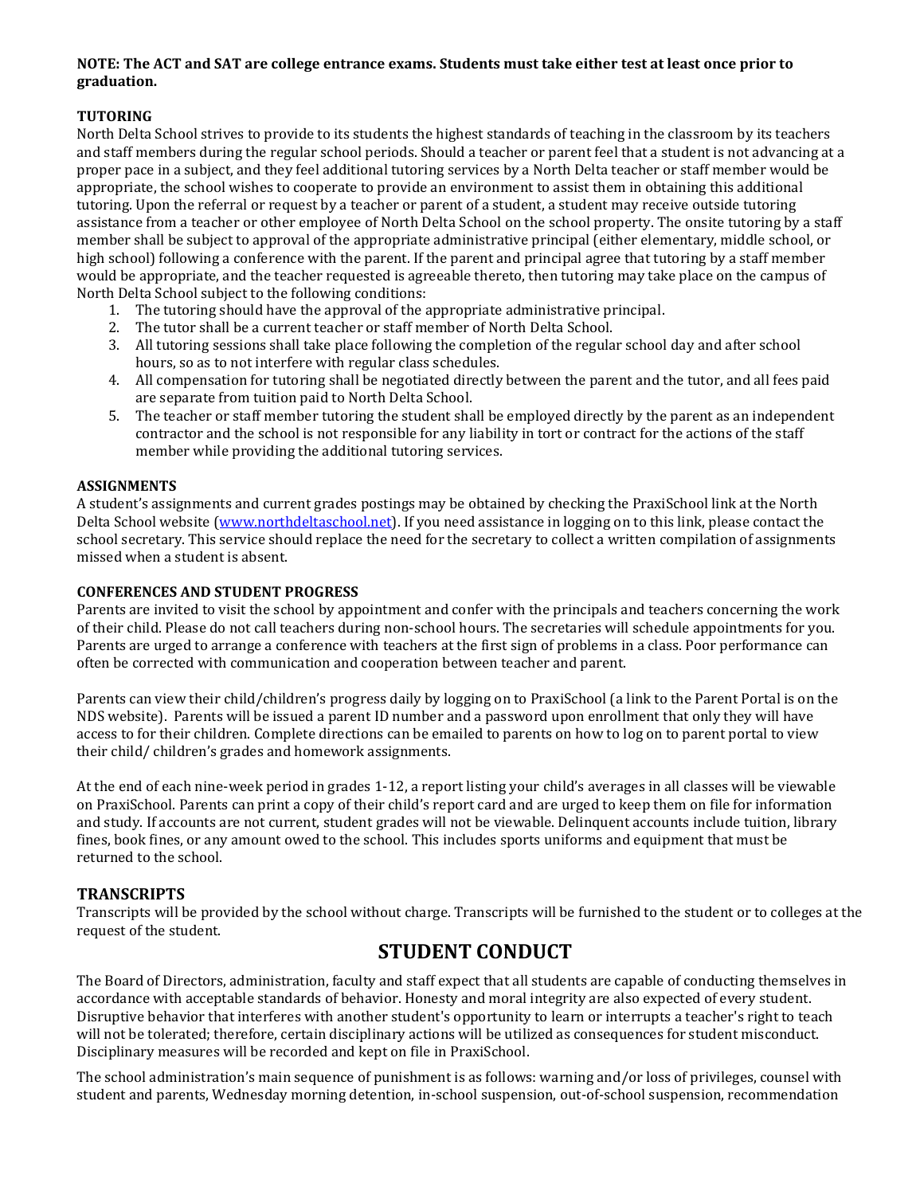**NOTE: The ACT and SAT are college entrance exams. Students must take either test at least once prior to graduation.**

**TUTORING**

North Delta School strives to provide to its students the highest standards of teaching in the classroom by its teachers and staff members during the regular school periods. Should a teacher or parent feel that a student is not advancing at a proper pace in a subject, and they feel additional tutoring services by a North Delta teacher or staff member would be appropriate, the school wishes to cooperate to provide an environment to assist them in obtaining this additional tutoring. Upon the referral or request by a teacher or parent of a student, a student may receive outside tutoring assistance from a teacher or other employee of North Delta School on the school property. The onsite tutoring by a staff member shall be subject to approval of the appropriate administrative principal (either elementary, middle school, or high school) following a conference with the parent. If the parent and principal agree that tutoring by a staff member would be appropriate, and the teacher requested is agreeable thereto, then tutoring may take place on the campus of North Delta School subject to the following conditions:

1. The tutoring should have the approval of the appropriate administrative principal.
2. The tutor shall be a current teacher or staff member of North Delta School.
3. All tutoring sessions shall take place following the completion of the regular school day and after school hours, so as to not interfere with regular class schedules.
4. All compensation for tutoring shall be negotiated directly between the parent and the tutor, and all fees paid are separate from tuition paid to North Delta School.
5. The teacher or staff member tutoring the student shall be employed directly by the parent as an independent contractor and the school is not responsible for any liability in tort or contract for the actions of the staff member while providing the additional tutoring services.

**ASSIGNMENTS**

A student's assignments and current grades postings may be obtained by checking the PraxiSchool link at the North Delta School website (www.northdeltaschool.net). If you need assistance in logging on to this link, please contact the school secretary. This service should replace the need for the secretary to collect a written compilation of assignments missed when a student is absent.

**CONFERENCES AND STUDENT PROGRESS**

Parents are invited to visit the school by appointment and confer with the principals and teachers concerning the work of their child. Please do not call teachers during non-school hours. The secretaries will schedule appointments for you. Parents are urged to arrange a conference with teachers at the first sign of problems in a class. Poor performance can often be corrected with communication and cooperation between teacher and parent.

Parents can view their child/children's progress daily by logging on to PraxiSchool (a link to the Parent Portal is on the NDS website). Parents will be issued a parent ID number and a password upon enrollment that only they will have access to for their children. Complete directions can be emailed to parents on how to log on to parent portal to view their child/ children's grades and homework assignments.

At the end of each nine-week period in grades 1-12, a report listing your child's averages in all classes will be viewable on PraxiSchool. Parents can print a copy of their child's report card and are urged to keep them on file for information and study. If accounts are not current, student grades will not be viewable. Delinquent accounts include tuition, library fines, book fines, or any amount owed to the school. This includes sports uniforms and equipment that must be returned to the school.

## TRANSCRIPTS

Transcripts will be provided by the school without charge. Transcripts will be furnished to the student or to colleges at the request of the student.

# STUDENT CONDUCT

The Board of Directors, administration, faculty and staff expect that all students are capable of conducting themselves in accordance with acceptable standards of behavior. Honesty and moral integrity are also expected of every student. Disruptive behavior that interferes with another student's opportunity to learn or interrupts a teacher's right to teach will not be tolerated; therefore, certain disciplinary actions will be utilized as consequences for student misconduct. Disciplinary measures will be recorded and kept on file in PraxiSchool.

The school administration's main sequence of punishment is as follows: warning and/or loss of privileges, counsel with student and parents, Wednesday morning detention, in-school suspension, out-of-school suspension, recommendation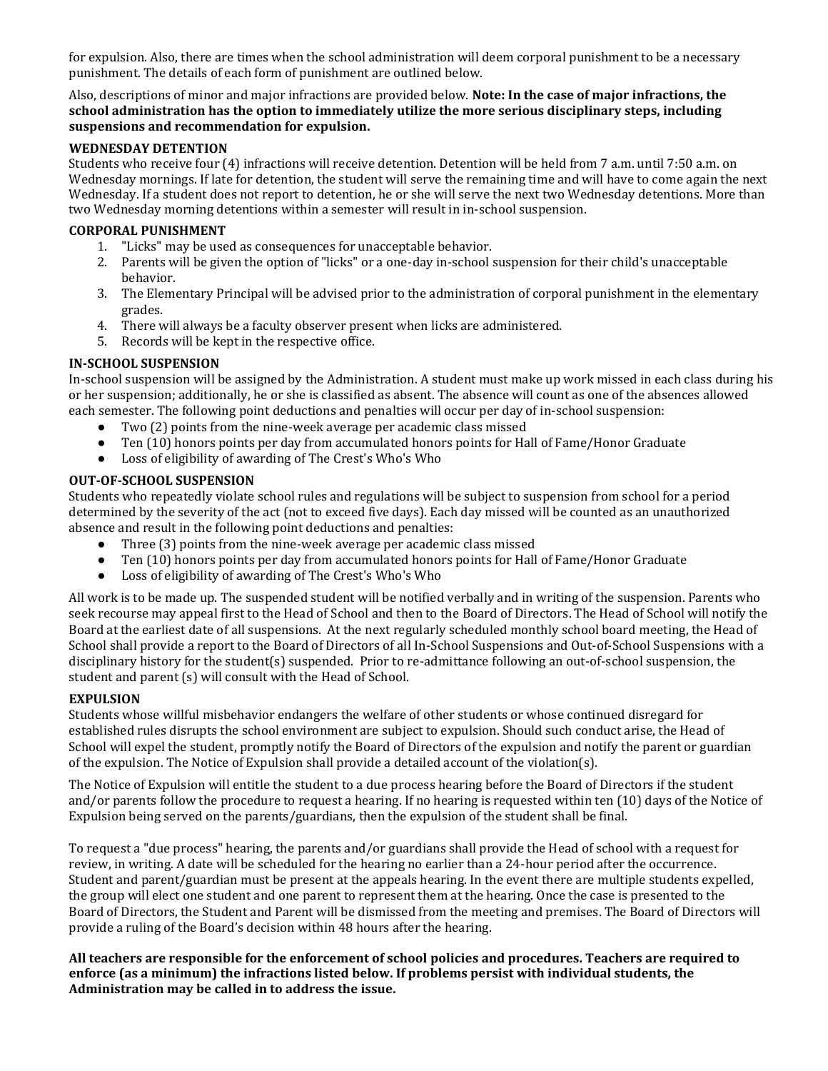for expulsion. Also, there are times when the school administration will deem corporal punishment to be a necessary punishment. The details of each form of punishment are outlined below.

Also, descriptions of minor and major infractions are provided below. **Note: In the case of major infractions, the school administration has the option to immediately utilize the more serious disciplinary steps, including suspensions and recommendation for expulsion.**

### WEDNESDAY DETENTION

Students who receive four (4) infractions will receive detention. Detention will be held from 7 a.m. until 7:50 a.m. on Wednesday mornings. If late for detention, the student will serve the remaining time and will have to come again the next Wednesday. If a student does not report to detention, he or she will serve the next two Wednesday detentions. More than two Wednesday morning detentions within a semester will result in in-school suspension.

### CORPORAL PUNISHMENT

1. "Licks" may be used as consequences for unacceptable behavior.
2. Parents will be given the option of "licks" or a one-day in-school suspension for their child's unacceptable behavior.
3. The Elementary Principal will be advised prior to the administration of corporal punishment in the elementary grades.
4. There will always be a faculty observer present when licks are administered.
5. Records will be kept in the respective office.

### IN-SCHOOL SUSPENSION

In-school suspension will be assigned by the Administration. A student must make up work missed in each class during his or her suspension; additionally, he or she is classified as absent. The absence will count as one of the absences allowed each semester. The following point deductions and penalties will occur per day of in-school suspension:

- Two (2) points from the nine-week average per academic class missed
- Ten (10) honors points per day from accumulated honors points for Hall of Fame/Honor Graduate
- Loss of eligibility of awarding of The Crest's Who's Who

### OUT-OF-SCHOOL SUSPENSION

Students who repeatedly violate school rules and regulations will be subject to suspension from school for a period determined by the severity of the act (not to exceed five days). Each day missed will be counted as an unauthorized absence and result in the following point deductions and penalties:

- Three (3) points from the nine-week average per academic class missed
- Ten (10) honors points per day from accumulated honors points for Hall of Fame/Honor Graduate
- Loss of eligibility of awarding of The Crest's Who's Who

All work is to be made up. The suspended student will be notified verbally and in writing of the suspension. Parents who seek recourse may appeal first to the Head of School and then to the Board of Directors. The Head of School will notify the Board at the earliest date of all suspensions. At the next regularly scheduled monthly school board meeting, the Head of School shall provide a report to the Board of Directors of all In-School Suspensions and Out-of-School Suspensions with a disciplinary history for the student(s) suspended. Prior to re-admittance following an out-of-school suspension, the student and parent (s) will consult with the Head of School.

### EXPULSION

Students whose willful misbehavior endangers the welfare of other students or whose continued disregard for established rules disrupts the school environment are subject to expulsion. Should such conduct arise, the Head of School will expel the student, promptly notify the Board of Directors of the expulsion and notify the parent or guardian of the expulsion. The Notice of Expulsion shall provide a detailed account of the violation(s).

The Notice of Expulsion will entitle the student to a due process hearing before the Board of Directors if the student and/or parents follow the procedure to request a hearing. If no hearing is requested within ten (10) days of the Notice of Expulsion being served on the parents/guardians, then the expulsion of the student shall be final.

To request a "due process" hearing, the parents and/or guardians shall provide the Head of school with a request for review, in writing. A date will be scheduled for the hearing no earlier than a 24-hour period after the occurrence. Student and parent/guardian must be present at the appeals hearing. In the event there are multiple students expelled, the group will elect one student and one parent to represent them at the hearing. Once the case is presented to the Board of Directors, the Student and Parent will be dismissed from the meeting and premises. The Board of Directors will provide a ruling of the Board's decision within 48 hours after the hearing.

**All teachers are responsible for the enforcement of school policies and procedures. Teachers are required to enforce (as a minimum) the infractions listed below. If problems persist with individual students, the Administration may be called in to address the issue.**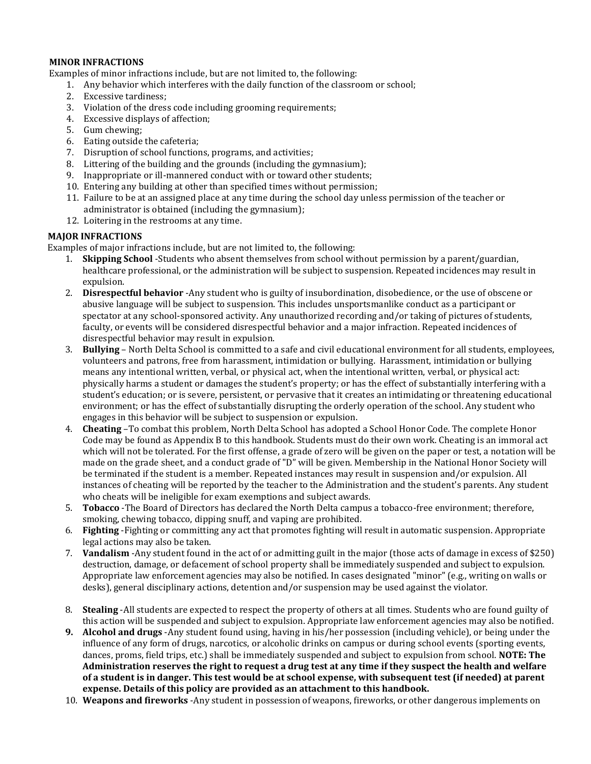**MINOR INFRACTIONS**

Examples of minor infractions include, but are not limited to, the following:

1. Any behavior which interferes with the daily function of the classroom or school;
2. Excessive tardiness;
3. Violation of the dress code including grooming requirements;
4. Excessive displays of affection;
5. Gum chewing;
6. Eating outside the cafeteria;
7. Disruption of school functions, programs, and activities;
8. Littering of the building and the grounds (including the gymnasium);
9. Inappropriate or ill-mannered conduct with or toward other students;
10. Entering any building at other than specified times without permission;
11. Failure to be at an assigned place at any time during the school day unless permission of the teacher or administrator is obtained (including the gymnasium);
12. Loitering in the restrooms at any time.

**MAJOR INFRACTIONS**

Examples of major infractions include, but are not limited to, the following:

1. **Skipping School** -Students who absent themselves from school without permission by a parent/guardian, healthcare professional, or the administration will be subject to suspension. Repeated incidences may result in expulsion.
2. **Disrespectful behavior** -Any student who is guilty of insubordination, disobedience, or the use of obscene or abusive language will be subject to suspension. This includes unsportsmanlike conduct as a participant or spectator at any school-sponsored activity. Any unauthorized recording and/or taking of pictures of students, faculty, or events will be considered disrespectful behavior and a major infraction. Repeated incidences of disrespectful behavior may result in expulsion.
3. **Bullying** – North Delta School is committed to a safe and civil educational environment for all students, employees, volunteers and patrons, free from harassment, intimidation or bullying. Harassment, intimidation or bullying means any intentional written, verbal, or physical act, when the intentional written, verbal, or physical act: physically harms a student or damages the student's property; or has the effect of substantially interfering with a student's education; or is severe, persistent, or pervasive that it creates an intimidating or threatening educational environment; or has the effect of substantially disrupting the orderly operation of the school. Any student who engages in this behavior will be subject to suspension or expulsion.
4. **Cheating** –To combat this problem, North Delta School has adopted a School Honor Code. The complete Honor Code may be found as Appendix B to this handbook. Students must do their own work. Cheating is an immoral act which will not be tolerated. For the first offense, a grade of zero will be given on the paper or test, a notation will be made on the grade sheet, and a conduct grade of "D" will be given. Membership in the National Honor Society will be terminated if the student is a member. Repeated instances may result in suspension and/or expulsion. All instances of cheating will be reported by the teacher to the Administration and the student's parents. Any student who cheats will be ineligible for exam exemptions and subject awards.
5. **Tobacco** -The Board of Directors has declared the North Delta campus a tobacco-free environment; therefore, smoking, chewing tobacco, dipping snuff, and vaping are prohibited.
6. **Fighting** -Fighting or committing any act that promotes fighting will result in automatic suspension. Appropriate legal actions may also be taken.
7. **Vandalism** -Any student found in the act of or admitting guilt in the major (those acts of damage in excess of $250) destruction, damage, or defacement of school property shall be immediately suspended and subject to expulsion. Appropriate law enforcement agencies may also be notified. In cases designated "minor" (e.g., writing on walls or desks), general disciplinary actions, detention and/or suspension may be used against the violator.
8. **Stealing** -All students are expected to respect the property of others at all times. Students who are found guilty of this action will be suspended and subject to expulsion. Appropriate law enforcement agencies may also be notified.
9. **Alcohol and drugs** -Any student found using, having in his/her possession (including vehicle), or being under the influence of any form of drugs, narcotics, or alcoholic drinks on campus or during school events (sporting events, dances, proms, field trips, etc.) shall be immediately suspended and subject to expulsion from school. **NOTE: The Administration reserves the right to request a drug test at any time if they suspect the health and welfare of a student is in danger. This test would be at school expense, with subsequent test (if needed) at parent expense. Details of this policy are provided as an attachment to this handbook.**
10. **Weapons and fireworks** -Any student in possession of weapons, fireworks, or other dangerous implements on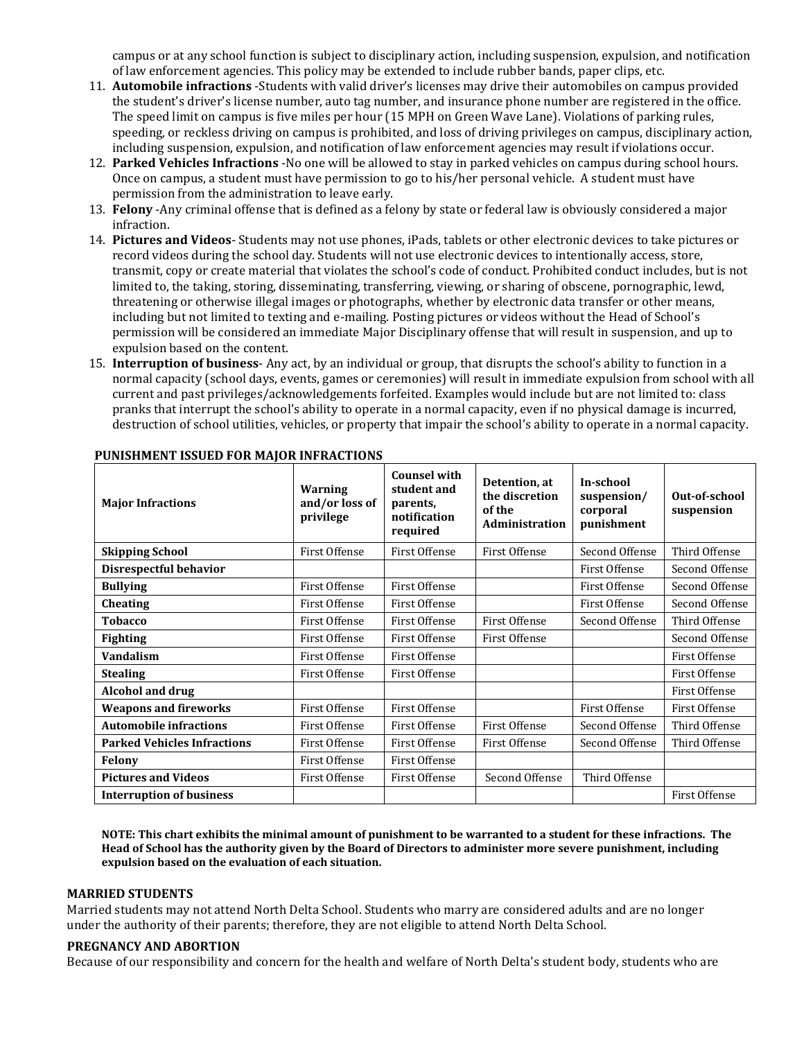campus or at any school function is subject to disciplinary action, including suspension, expulsion, and notification of law enforcement agencies. This policy may be extended to include rubber bands, paper clips, etc.

11. **Automobile infractions** -Students with valid driver's licenses may drive their automobiles on campus provided the student's driver's license number, auto tag number, and insurance phone number are registered in the office. The speed limit on campus is five miles per hour (15 MPH on Green Wave Lane). Violations of parking rules, speeding, or reckless driving on campus is prohibited, and loss of driving privileges on campus, disciplinary action, including suspension, expulsion, and notification of law enforcement agencies may result if violations occur.
12. **Parked Vehicles Infractions** -No one will be allowed to stay in parked vehicles on campus during school hours. Once on campus, a student must have permission to go to his/her personal vehicle. A student must have permission from the administration to leave early.
13. **Felony** -Any criminal offense that is defined as a felony by state or federal law is obviously considered a major infraction.
14. **Pictures and Videos**- Students may not use phones, iPads, tablets or other electronic devices to take pictures or record videos during the school day. Students will not use electronic devices to intentionally access, store, transmit, copy or create material that violates the school's code of conduct. Prohibited conduct includes, but is not limited to, the taking, storing, disseminating, transferring, viewing, or sharing of obscene, pornographic, lewd, threatening or otherwise illegal images or photographs, whether by electronic data transfer or other means, including but not limited to texting and e-mailing. Posting pictures or videos without the Head of School's permission will be considered an immediate Major Disciplinary offense that will result in suspension, and up to expulsion based on the content.
15. **Interruption of business**- Any act, by an individual or group, that disrupts the school's ability to function in a normal capacity (school days, events, games or ceremonies) will result in immediate expulsion from school with all current and past privileges/acknowledgements forfeited. Examples would include but are not limited to: class pranks that interrupt the school's ability to operate in a normal capacity, even if no physical damage is incurred, destruction of school utilities, vehicles, or property that impair the school's ability to operate in a normal capacity.

**PUNISHMENT ISSUED FOR MAJOR INFRACTIONS**

| Major Infractions | Warning and/or loss of privilege | Counsel with student and parents, notification required | Detention, at the discretion of the Administration | In-school suspension/ corporal punishment | Out-of-school suspension |
|---|---|---|---|---|---|
| **Skipping School** | First Offense | First Offense | First Offense | Second Offense | Third Offense |
| **Disrespectful behavior** | | | | First Offense | Second Offense |
| **Bullying** | First Offense | First Offense | | First Offense | Second Offense |
| **Cheating** | First Offense | First Offense | | First Offense | Second Offense |
| **Tobacco** | First Offense | First Offense | First Offense | Second Offense | Third Offense |
| **Fighting** | First Offense | First Offense | First Offense | | Second Offense |
| **Vandalism** | First Offense | First Offense | | | First Offense |
| **Stealing** | First Offense | First Offense | | | First Offense |
| **Alcohol and drug** | | | | | First Offense |
| **Weapons and fireworks** | First Offense | First Offense | | First Offense | First Offense |
| **Automobile infractions** | First Offense | First Offense | First Offense | Second Offense | Third Offense |
| **Parked Vehicles Infractions** | First Offense | First Offense | First Offense | Second Offense | Third Offense |
| **Felony** | First Offense | First Offense | | | |
| **Pictures and Videos** | First Offense | First Offense | Second Offense | Third Offense | |
| **Interruption of business** | | | | | First Offense |

**NOTE: This chart exhibits the minimal amount of punishment to be warranted to a student for these infractions. The Head of School has the authority given by the Board of Directors to administer more severe punishment, including expulsion based on the evaluation of each situation.**

## MARRIED STUDENTS

Married students may not attend North Delta School. Students who marry are considered adults and are no longer under the authority of their parents; therefore, they are not eligible to attend North Delta School.

## PREGNANCY AND ABORTION

Because of our responsibility and concern for the health and welfare of North Delta's student body, students who are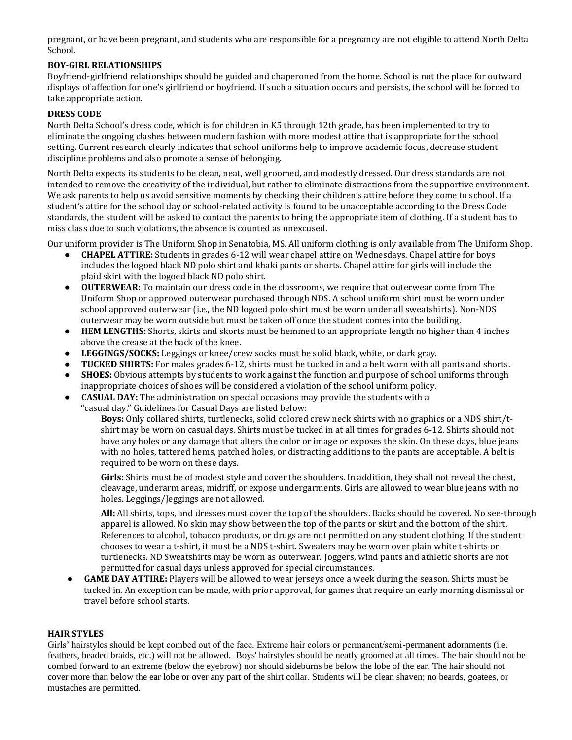pregnant, or have been pregnant, and students who are responsible for a pregnancy are not eligible to attend North Delta School.

### BOY-GIRL RELATIONSHIPS

Boyfriend-girlfriend relationships should be guided and chaperoned from the home. School is not the place for outward displays of affection for one's girlfriend or boyfriend. If such a situation occurs and persists, the school will be forced to take appropriate action.

### DRESS CODE

North Delta School's dress code, which is for children in K5 through 12th grade, has been implemented to try to eliminate the ongoing clashes between modern fashion with more modest attire that is appropriate for the school setting. Current research clearly indicates that school uniforms help to improve academic focus, decrease student discipline problems and also promote a sense of belonging.

North Delta expects its students to be clean, neat, well groomed, and modestly dressed. Our dress standards are not intended to remove the creativity of the individual, but rather to eliminate distractions from the supportive environment. We ask parents to help us avoid sensitive moments by checking their children's attire before they come to school. If a student's attire for the school day or school-related activity is found to be unacceptable according to the Dress Code standards, the student will be asked to contact the parents to bring the appropriate item of clothing. If a student has to miss class due to such violations, the absence is counted as unexcused.

Our uniform provider is The Uniform Shop in Senatobia, MS. All uniform clothing is only available from The Uniform Shop.

- **CHAPEL ATTIRE:** Students in grades 6-12 will wear chapel attire on Wednesdays. Chapel attire for boys includes the logoed black ND polo shirt and khaki pants or shorts. Chapel attire for girls will include the plaid skirt with the logoed black ND polo shirt.
- **OUTERWEAR:** To maintain our dress code in the classrooms, we require that outerwear come from The Uniform Shop or approved outerwear purchased through NDS. A school uniform shirt must be worn under school approved outerwear (i.e., the ND logoed polo shirt must be worn under all sweatshirts). Non-NDS outerwear may be worn outside but must be taken off once the student comes into the building.
- **HEM LENGTHS:** Shorts, skirts and skorts must be hemmed to an appropriate length no higher than 4 inches above the crease at the back of the knee.
- **LEGGINGS/SOCKS:** Leggings or knee/crew socks must be solid black, white, or dark gray.
- **TUCKED SHIRTS:** For males grades 6-12, shirts must be tucked in and a belt worn with all pants and shorts.
- **SHOES:** Obvious attempts by students to work against the function and purpose of school uniforms through inappropriate choices of shoes will be considered a violation of the school uniform policy.
- **CASUAL DAY:** The administration on special occasions may provide the students with a "casual day." Guidelines for Casual Days are listed below:

  **Boys:** Only collared shirts, turtlenecks, solid colored crew neck shirts with no graphics or a NDS shirt/t-shirt may be worn on casual days. Shirts must be tucked in at all times for grades 6-12. Shirts should not have any holes or any damage that alters the color or image or exposes the skin. On these days, blue jeans with no holes, tattered hems, patched holes, or distracting additions to the pants are acceptable. A belt is required to be worn on these days.

  **Girls:** Shirts must be of modest style and cover the shoulders. In addition, they shall not reveal the chest, cleavage, underarm areas, midriff, or expose undergarments. Girls are allowed to wear blue jeans with no holes. Leggings/Jeggings are not allowed.

  **All:** All shirts, tops, and dresses must cover the top of the shoulders. Backs should be covered. No see-through apparel is allowed. No skin may show between the top of the pants or skirt and the bottom of the shirt. References to alcohol, tobacco products, or drugs are not permitted on any student clothing. If the student chooses to wear a t-shirt, it must be a NDS t-shirt. Sweaters may be worn over plain white t-shirts or turtlenecks. ND Sweatshirts may be worn as outerwear. Joggers, wind pants and athletic shorts are not permitted for casual days unless approved for special circumstances.
- **GAME DAY ATTIRE:** Players will be allowed to wear jerseys once a week during the season. Shirts must be tucked in. An exception can be made, with prior approval, for games that require an early morning dismissal or travel before school starts.

### HAIR STYLES

Girls' hairstyles should be kept combed out of the face. Extreme hair colors or permanent/semi-permanent adornments (i.e. feathers, beaded braids, etc.) will not be allowed. Boys' hairstyles should be neatly groomed at all times. The hair should not be combed forward to an extreme (below the eyebrow) nor should sideburns be below the lobe of the ear. The hair should not cover more than below the ear lobe or over any part of the shirt collar. Students will be clean shaven; no beards, goatees, or mustaches are permitted.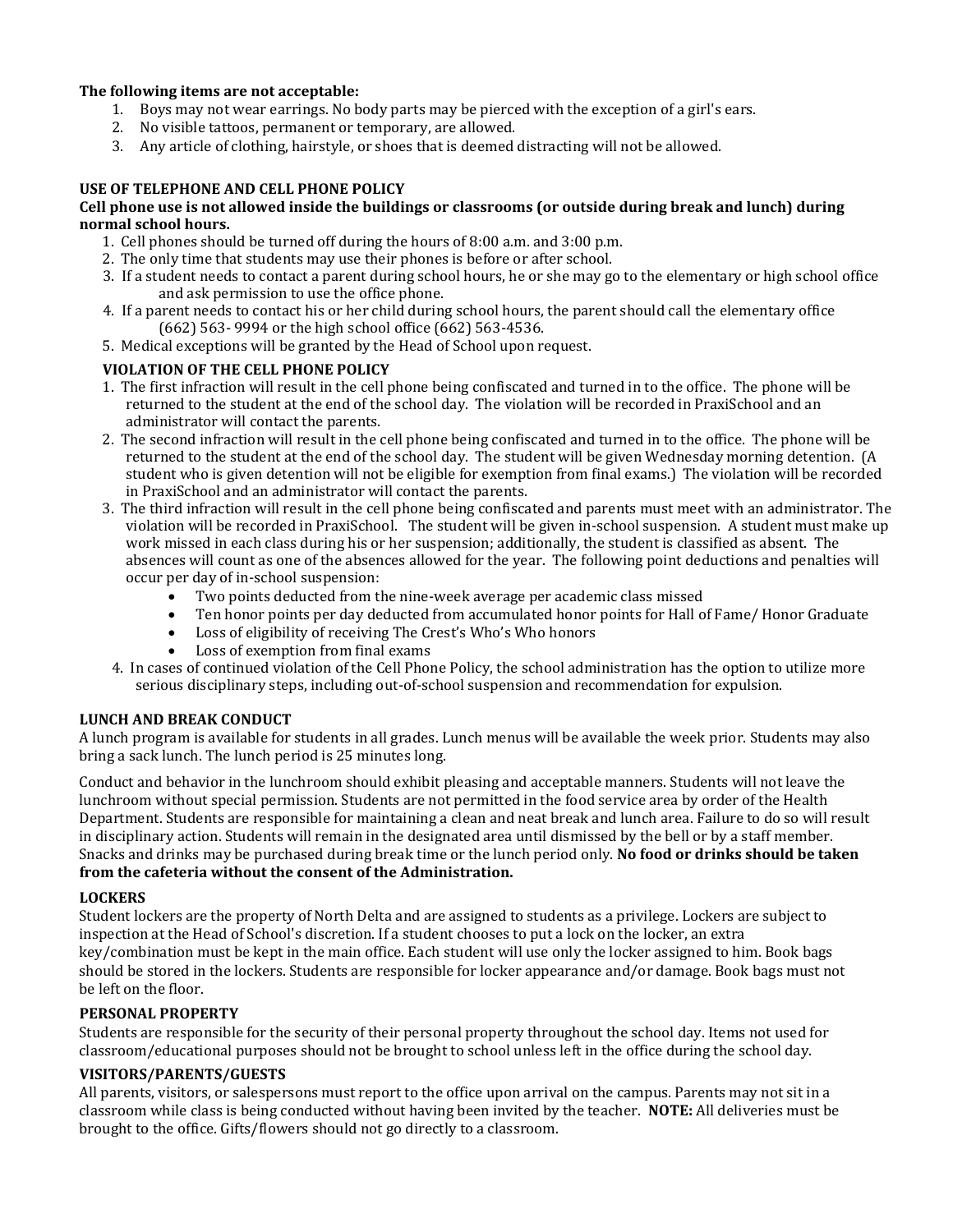**The following items are not acceptable:**

1. Boys may not wear earrings. No body parts may be pierced with the exception of a girl's ears.
2. No visible tattoos, permanent or temporary, are allowed.
3. Any article of clothing, hairstyle, or shoes that is deemed distracting will not be allowed.

### USE OF TELEPHONE AND CELL PHONE POLICY

**Cell phone use is not allowed inside the buildings or classrooms (or outside during break and lunch) during normal school hours.**

1. Cell phones should be turned off during the hours of 8:00 a.m. and 3:00 p.m.
2. The only time that students may use their phones is before or after school.
3. If a student needs to contact a parent during school hours, he or she may go to the elementary or high school office and ask permission to use the office phone.
4. If a parent needs to contact his or her child during school hours, the parent should call the elementary office (662) 563- 9994 or the high school office (662) 563-4536.
5. Medical exceptions will be granted by the Head of School upon request.

### VIOLATION OF THE CELL PHONE POLICY

1. The first infraction will result in the cell phone being confiscated and turned in to the office. The phone will be returned to the student at the end of the school day. The violation will be recorded in PraxiSchool and an administrator will contact the parents.
2. The second infraction will result in the cell phone being confiscated and turned in to the office. The phone will be returned to the student at the end of the school day. The student will be given Wednesday morning detention. (A student who is given detention will not be eligible for exemption from final exams.) The violation will be recorded in PraxiSchool and an administrator will contact the parents.
3. The third infraction will result in the cell phone being confiscated and parents must meet with an administrator. The violation will be recorded in PraxiSchool. The student will be given in-school suspension. A student must make up work missed in each class during his or her suspension; additionally, the student is classified as absent. The absences will count as one of the absences allowed for the year. The following point deductions and penalties will occur per day of in-school suspension:
   - Two points deducted from the nine-week average per academic class missed
   - Ten honor points per day deducted from accumulated honor points for Hall of Fame/ Honor Graduate
   - Loss of eligibility of receiving The Crest's Who's Who honors
   - Loss of exemption from final exams
4. In cases of continued violation of the Cell Phone Policy, the school administration has the option to utilize more serious disciplinary steps, including out-of-school suspension and recommendation for expulsion.

### LUNCH AND BREAK CONDUCT

A lunch program is available for students in all grades. Lunch menus will be available the week prior. Students may also bring a sack lunch. The lunch period is 25 minutes long.

Conduct and behavior in the lunchroom should exhibit pleasing and acceptable manners. Students will not leave the lunchroom without special permission. Students are not permitted in the food service area by order of the Health Department. Students are responsible for maintaining a clean and neat break and lunch area. Failure to do so will result in disciplinary action. Students will remain in the designated area until dismissed by the bell or by a staff member. Snacks and drinks may be purchased during break time or the lunch period only. **No food or drinks should be taken from the cafeteria without the consent of the Administration.**

### LOCKERS

Student lockers are the property of North Delta and are assigned to students as a privilege. Lockers are subject to inspection at the Head of School's discretion. If a student chooses to put a lock on the locker, an extra key/combination must be kept in the main office. Each student will use only the locker assigned to him. Book bags should be stored in the lockers. Students are responsible for locker appearance and/or damage. Book bags must not be left on the floor.

### PERSONAL PROPERTY

Students are responsible for the security of their personal property throughout the school day. Items not used for classroom/educational purposes should not be brought to school unless left in the office during the school day.

### VISITORS/PARENTS/GUESTS

All parents, visitors, or salespersons must report to the office upon arrival on the campus. Parents may not sit in a classroom while class is being conducted without having been invited by the teacher. **NOTE:** All deliveries must be brought to the office. Gifts/flowers should not go directly to a classroom.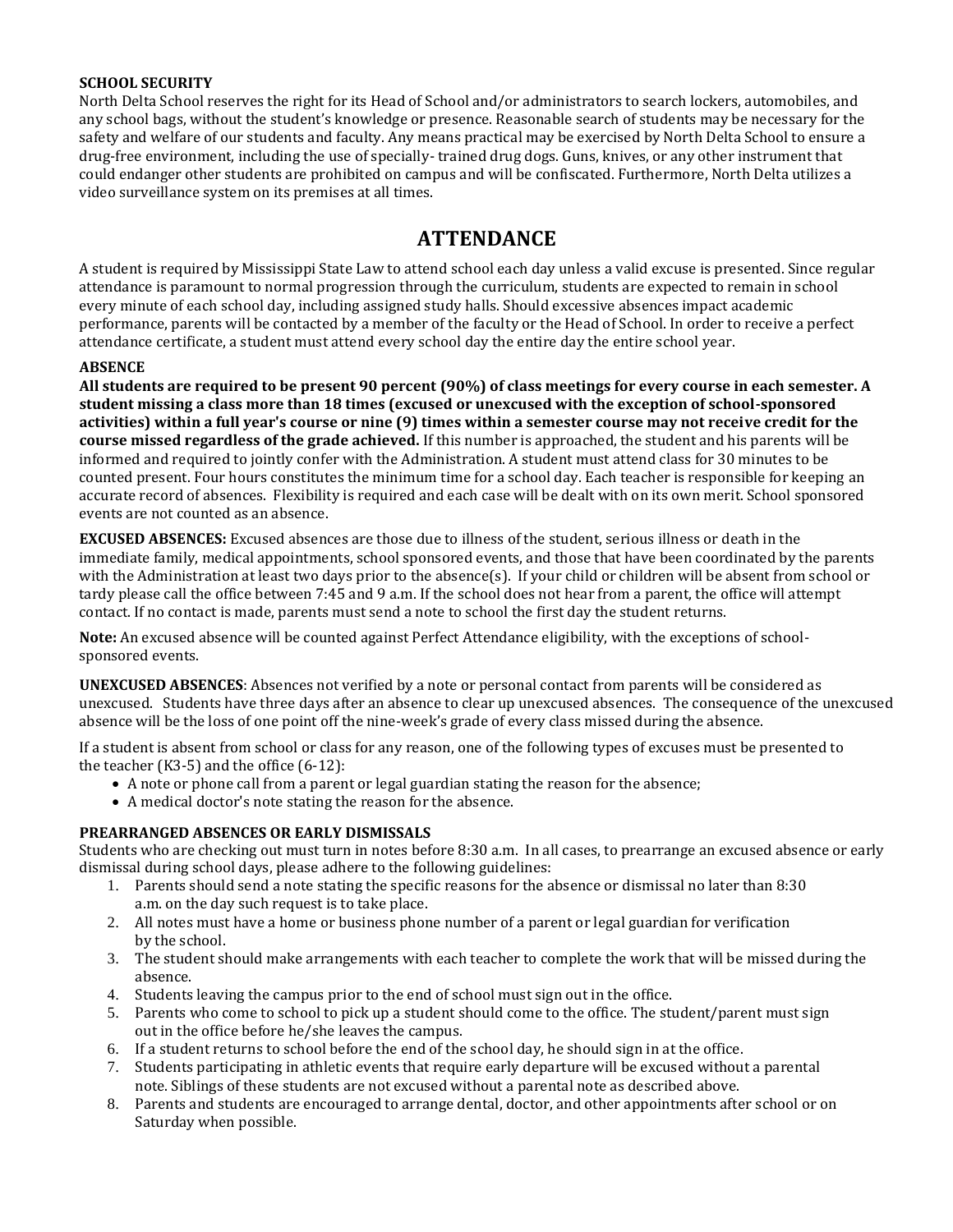**SCHOOL SECURITY**

North Delta School reserves the right for its Head of School and/or administrators to search lockers, automobiles, and any school bags, without the student's knowledge or presence. Reasonable search of students may be necessary for the safety and welfare of our students and faculty. Any means practical may be exercised by North Delta School to ensure a drug-free environment, including the use of specially- trained drug dogs. Guns, knives, or any other instrument that could endanger other students are prohibited on campus and will be confiscated. Furthermore, North Delta utilizes a video surveillance system on its premises at all times.

# ATTENDANCE

A student is required by Mississippi State Law to attend school each day unless a valid excuse is presented. Since regular attendance is paramount to normal progression through the curriculum, students are expected to remain in school every minute of each school day, including assigned study halls. Should excessive absences impact academic performance, parents will be contacted by a member of the faculty or the Head of School. In order to receive a perfect attendance certificate, a student must attend every school day the entire day the entire school year.

**ABSENCE**

**All students are required to be present 90 percent (90%) of class meetings for every course in each semester. A student missing a class more than 18 times (excused or unexcused with the exception of school-sponsored activities) within a full year's course or nine (9) times within a semester course may not receive credit for the course missed regardless of the grade achieved.** If this number is approached, the student and his parents will be informed and required to jointly confer with the Administration. A student must attend class for 30 minutes to be counted present. Four hours constitutes the minimum time for a school day. Each teacher is responsible for keeping an accurate record of absences. Flexibility is required and each case will be dealt with on its own merit. School sponsored events are not counted as an absence.

**EXCUSED ABSENCES:** Excused absences are those due to illness of the student, serious illness or death in the immediate family, medical appointments, school sponsored events, and those that have been coordinated by the parents with the Administration at least two days prior to the absence(s). If your child or children will be absent from school or tardy please call the office between 7:45 and 9 a.m. If the school does not hear from a parent, the office will attempt contact. If no contact is made, parents must send a note to school the first day the student returns.

**Note:** An excused absence will be counted against Perfect Attendance eligibility, with the exceptions of school-sponsored events.

**UNEXCUSED ABSENCES**: Absences not verified by a note or personal contact from parents will be considered as unexcused. Students have three days after an absence to clear up unexcused absences. The consequence of the unexcused absence will be the loss of one point off the nine-week's grade of every class missed during the absence.

If a student is absent from school or class for any reason, one of the following types of excuses must be presented to the teacher (K3-5) and the office (6-12):

- A note or phone call from a parent or legal guardian stating the reason for the absence;
- A medical doctor's note stating the reason for the absence.

**PREARRANGED ABSENCES OR EARLY DISMISSALS**

Students who are checking out must turn in notes before 8:30 a.m. In all cases, to prearrange an excused absence or early dismissal during school days, please adhere to the following guidelines:

1. Parents should send a note stating the specific reasons for the absence or dismissal no later than 8:30 a.m. on the day such request is to take place.
2. All notes must have a home or business phone number of a parent or legal guardian for verification by the school.
3. The student should make arrangements with each teacher to complete the work that will be missed during the absence.
4. Students leaving the campus prior to the end of school must sign out in the office.
5. Parents who come to school to pick up a student should come to the office. The student/parent must sign out in the office before he/she leaves the campus.
6. If a student returns to school before the end of the school day, he should sign in at the office.
7. Students participating in athletic events that require early departure will be excused without a parental note. Siblings of these students are not excused without a parental note as described above.
8. Parents and students are encouraged to arrange dental, doctor, and other appointments after school or on Saturday when possible.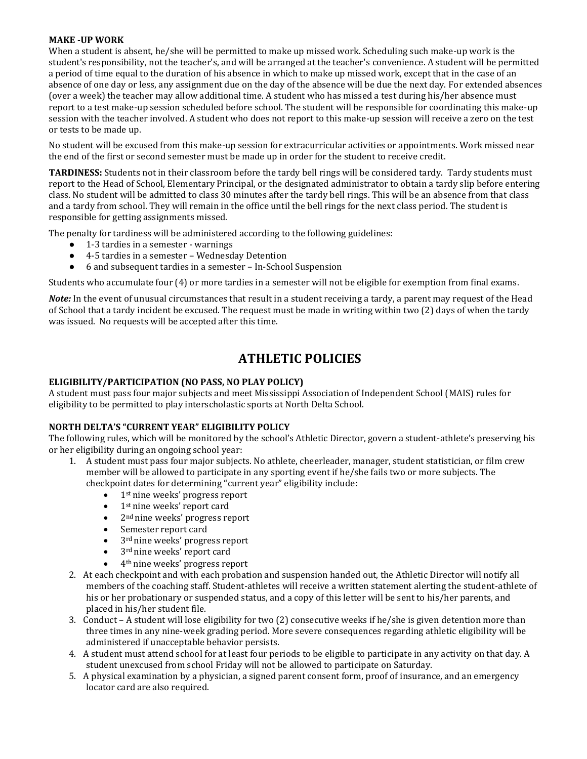**MAKE -UP WORK**

When a student is absent, he/she will be permitted to make up missed work. Scheduling such make-up work is the student's responsibility, not the teacher's, and will be arranged at the teacher's convenience. A student will be permitted a period of time equal to the duration of his absence in which to make up missed work, except that in the case of an absence of one day or less, any assignment due on the day of the absence will be due the next day. For extended absences (over a week) the teacher may allow additional time. A student who has missed a test during his/her absence must report to a test make-up session scheduled before school. The student will be responsible for coordinating this make-up session with the teacher involved. A student who does not report to this make-up session will receive a zero on the test or tests to be made up.

No student will be excused from this make-up session for extracurricular activities or appointments. Work missed near the end of the first or second semester must be made up in order for the student to receive credit.

**TARDINESS:** Students not in their classroom before the tardy bell rings will be considered tardy. Tardy students must report to the Head of School, Elementary Principal, or the designated administrator to obtain a tardy slip before entering class. No student will be admitted to class 30 minutes after the tardy bell rings. This will be an absence from that class and a tardy from school. They will remain in the office until the bell rings for the next class period. The student is responsible for getting assignments missed.

The penalty for tardiness will be administered according to the following guidelines:

- 1-3 tardies in a semester - warnings
- 4-5 tardies in a semester – Wednesday Detention
- 6 and subsequent tardies in a semester – In-School Suspension

Students who accumulate four (4) or more tardies in a semester will not be eligible for exemption from final exams.

***Note:*** In the event of unusual circumstances that result in a student receiving a tardy, a parent may request of the Head of School that a tardy incident be excused. The request must be made in writing within two (2) days of when the tardy was issued. No requests will be accepted after this time.

# ATHLETIC POLICIES

**ELIGIBILITY/PARTICIPATION (NO PASS, NO PLAY POLICY)**

A student must pass four major subjects and meet Mississippi Association of Independent School (MAIS) rules for eligibility to be permitted to play interscholastic sports at North Delta School.

**NORTH DELTA'S "CURRENT YEAR" ELIGIBILITY POLICY**

The following rules, which will be monitored by the school's Athletic Director, govern a student-athlete's preserving his or her eligibility during an ongoing school year:

1. A student must pass four major subjects. No athlete, cheerleader, manager, student statistician, or film crew member will be allowed to participate in any sporting event if he/she fails two or more subjects. The checkpoint dates for determining "current year" eligibility include:
   - 1st nine weeks' progress report
   - 1st nine weeks' report card
   - 2nd nine weeks' progress report
   - Semester report card
   - 3rd nine weeks' progress report
   - 3rd nine weeks' report card
   - 4th nine weeks' progress report
2. At each checkpoint and with each probation and suspension handed out, the Athletic Director will notify all members of the coaching staff. Student-athletes will receive a written statement alerting the student-athlete of his or her probationary or suspended status, and a copy of this letter will be sent to his/her parents, and placed in his/her student file.
3. Conduct – A student will lose eligibility for two (2) consecutive weeks if he/she is given detention more than three times in any nine-week grading period. More severe consequences regarding athletic eligibility will be administered if unacceptable behavior persists.
4. A student must attend school for at least four periods to be eligible to participate in any activity on that day. A student unexcused from school Friday will not be allowed to participate on Saturday.
5. A physical examination by a physician, a signed parent consent form, proof of insurance, and an emergency locator card are also required.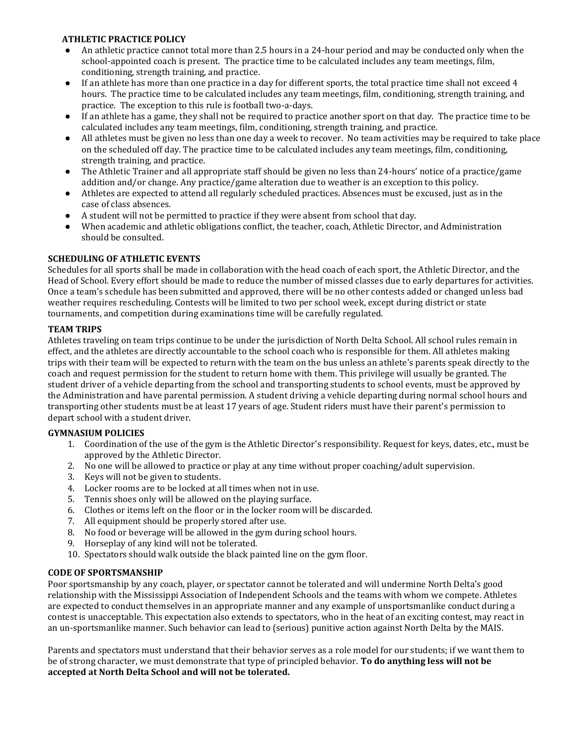### ATHLETIC PRACTICE POLICY

- An athletic practice cannot total more than 2.5 hours in a 24-hour period and may be conducted only when the school-appointed coach is present. The practice time to be calculated includes any team meetings, film, conditioning, strength training, and practice.
- If an athlete has more than one practice in a day for different sports, the total practice time shall not exceed 4 hours. The practice time to be calculated includes any team meetings, film, conditioning, strength training, and practice. The exception to this rule is football two-a-days.
- If an athlete has a game, they shall not be required to practice another sport on that day. The practice time to be calculated includes any team meetings, film, conditioning, strength training, and practice.
- All athletes must be given no less than one day a week to recover. No team activities may be required to take place on the scheduled off day. The practice time to be calculated includes any team meetings, film, conditioning, strength training, and practice.
- The Athletic Trainer and all appropriate staff should be given no less than 24-hours' notice of a practice/game addition and/or change. Any practice/game alteration due to weather is an exception to this policy.
- Athletes are expected to attend all regularly scheduled practices. Absences must be excused, just as in the case of class absences.
- A student will not be permitted to practice if they were absent from school that day.
- When academic and athletic obligations conflict, the teacher, coach, Athletic Director, and Administration should be consulted.

### SCHEDULING OF ATHLETIC EVENTS

Schedules for all sports shall be made in collaboration with the head coach of each sport, the Athletic Director, and the Head of School. Every effort should be made to reduce the number of missed classes due to early departures for activities. Once a team's schedule has been submitted and approved, there will be no other contests added or changed unless bad weather requires rescheduling. Contests will be limited to two per school week, except during district or state tournaments, and competition during examinations time will be carefully regulated.

### TEAM TRIPS

Athletes traveling on team trips continue to be under the jurisdiction of North Delta School. All school rules remain in effect, and the athletes are directly accountable to the school coach who is responsible for them. All athletes making trips with their team will be expected to return with the team on the bus unless an athlete's parents speak directly to the coach and request permission for the student to return home with them. This privilege will usually be granted. The student driver of a vehicle departing from the school and transporting students to school events, must be approved by the Administration and have parental permission. A student driving a vehicle departing during normal school hours and transporting other students must be at least 17 years of age. Student riders must have their parent's permission to depart school with a student driver.

### GYMNASIUM POLICIES

1. Coordination of the use of the gym is the Athletic Director's responsibility. Request for keys, dates, etc., must be approved by the Athletic Director.
2. No one will be allowed to practice or play at any time without proper coaching/adult supervision.
3. Keys will not be given to students.
4. Locker rooms are to be locked at all times when not in use.
5. Tennis shoes only will be allowed on the playing surface.
6. Clothes or items left on the floor or in the locker room will be discarded.
7. All equipment should be properly stored after use.
8. No food or beverage will be allowed in the gym during school hours.
9. Horseplay of any kind will not be tolerated.
10. Spectators should walk outside the black painted line on the gym floor.

### CODE OF SPORTSMANSHIP

Poor sportsmanship by any coach, player, or spectator cannot be tolerated and will undermine North Delta's good relationship with the Mississippi Association of Independent Schools and the teams with whom we compete. Athletes are expected to conduct themselves in an appropriate manner and any example of unsportsmanlike conduct during a contest is unacceptable. This expectation also extends to spectators, who in the heat of an exciting contest, may react in an un-sportsmanlike manner. Such behavior can lead to (serious) punitive action against North Delta by the MAIS.

Parents and spectators must understand that their behavior serves as a role model for our students; if we want them to be of strong character, we must demonstrate that type of principled behavior. **To do anything less will not be accepted at North Delta School and will not be tolerated.**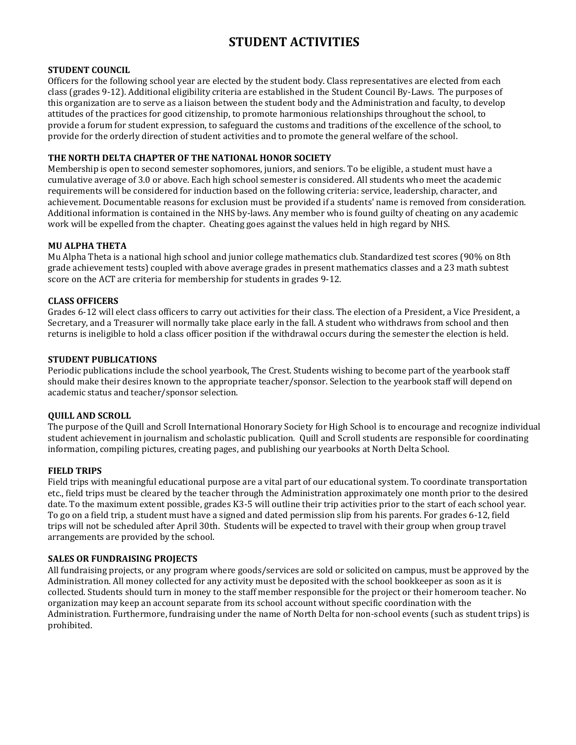# STUDENT ACTIVITIES

### STUDENT COUNCIL

Officers for the following school year are elected by the student body. Class representatives are elected from each class (grades 9-12). Additional eligibility criteria are established in the Student Council By-Laws. The purposes of this organization are to serve as a liaison between the student body and the Administration and faculty, to develop attitudes of the practices for good citizenship, to promote harmonious relationships throughout the school, to provide a forum for student expression, to safeguard the customs and traditions of the excellence of the school, to provide for the orderly direction of student activities and to promote the general welfare of the school.

### THE NORTH DELTA CHAPTER OF THE NATIONAL HONOR SOCIETY

Membership is open to second semester sophomores, juniors, and seniors. To be eligible, a student must have a cumulative average of 3.0 or above. Each high school semester is considered. All students who meet the academic requirements will be considered for induction based on the following criteria: service, leadership, character, and achievement. Documentable reasons for exclusion must be provided if a students' name is removed from consideration. Additional information is contained in the NHS by-laws. Any member who is found guilty of cheating on any academic work will be expelled from the chapter. Cheating goes against the values held in high regard by NHS.

### MU ALPHA THETA

Mu Alpha Theta is a national high school and junior college mathematics club. Standardized test scores (90% on 8th grade achievement tests) coupled with above average grades in present mathematics classes and a 23 math subtest score on the ACT are criteria for membership for students in grades 9-12.

### CLASS OFFICERS

Grades 6-12 will elect class officers to carry out activities for their class. The election of a President, a Vice President, a Secretary, and a Treasurer will normally take place early in the fall. A student who withdraws from school and then returns is ineligible to hold a class officer position if the withdrawal occurs during the semester the election is held.

### STUDENT PUBLICATIONS

Periodic publications include the school yearbook, The Crest. Students wishing to become part of the yearbook staff should make their desires known to the appropriate teacher/sponsor. Selection to the yearbook staff will depend on academic status and teacher/sponsor selection.

### QUILL AND SCROLL

The purpose of the Quill and Scroll International Honorary Society for High School is to encourage and recognize individual student achievement in journalism and scholastic publication. Quill and Scroll students are responsible for coordinating information, compiling pictures, creating pages, and publishing our yearbooks at North Delta School.

### FIELD TRIPS

Field trips with meaningful educational purpose are a vital part of our educational system. To coordinate transportation etc., field trips must be cleared by the teacher through the Administration approximately one month prior to the desired date. To the maximum extent possible, grades K3-5 will outline their trip activities prior to the start of each school year. To go on a field trip, a student must have a signed and dated permission slip from his parents. For grades 6-12, field trips will not be scheduled after April 30th. Students will be expected to travel with their group when group travel arrangements are provided by the school.

### SALES OR FUNDRAISING PROJECTS

All fundraising projects, or any program where goods/services are sold or solicited on campus, must be approved by the Administration. All money collected for any activity must be deposited with the school bookkeeper as soon as it is collected. Students should turn in money to the staff member responsible for the project or their homeroom teacher. No organization may keep an account separate from its school account without specific coordination with the Administration. Furthermore, fundraising under the name of North Delta for non-school events (such as student trips) is prohibited.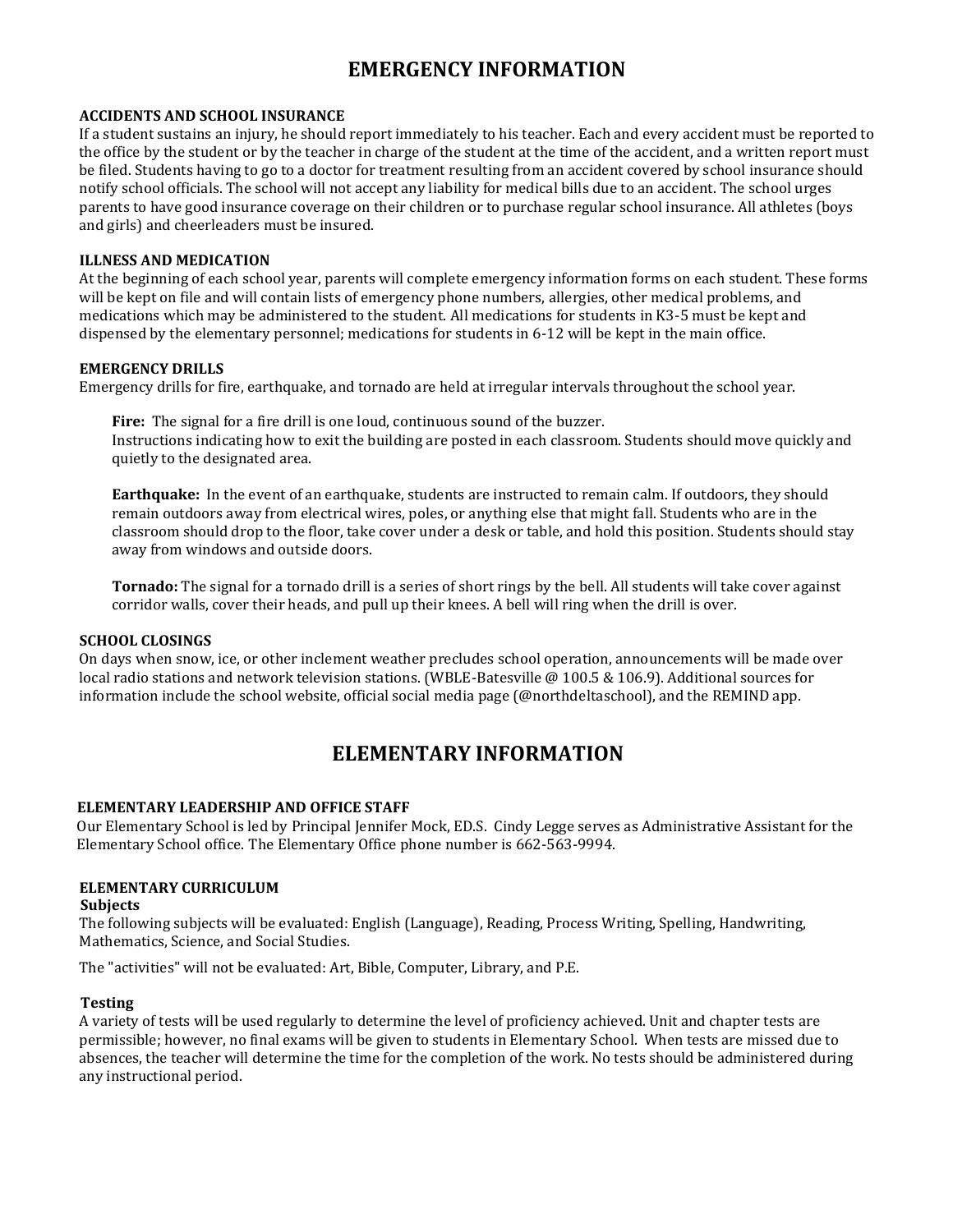# EMERGENCY INFORMATION

### ACCIDENTS AND SCHOOL INSURANCE

If a student sustains an injury, he should report immediately to his teacher. Each and every accident must be reported to the office by the student or by the teacher in charge of the student at the time of the accident, and a written report must be filed. Students having to go to a doctor for treatment resulting from an accident covered by school insurance should notify school officials. The school will not accept any liability for medical bills due to an accident. The school urges parents to have good insurance coverage on their children or to purchase regular school insurance. All athletes (boys and girls) and cheerleaders must be insured.

### ILLNESS AND MEDICATION

At the beginning of each school year, parents will complete emergency information forms on each student. These forms will be kept on file and will contain lists of emergency phone numbers, allergies, other medical problems, and medications which may be administered to the student. All medications for students in K3-5 must be kept and dispensed by the elementary personnel; medications for students in 6-12 will be kept in the main office.

### EMERGENCY DRILLS

Emergency drills for fire, earthquake, and tornado are held at irregular intervals throughout the school year.

**Fire:** The signal for a fire drill is one loud, continuous sound of the buzzer.
Instructions indicating how to exit the building are posted in each classroom. Students should move quickly and quietly to the designated area.

**Earthquake:** In the event of an earthquake, students are instructed to remain calm. If outdoors, they should remain outdoors away from electrical wires, poles, or anything else that might fall. Students who are in the classroom should drop to the floor, take cover under a desk or table, and hold this position. Students should stay away from windows and outside doors.

**Tornado:** The signal for a tornado drill is a series of short rings by the bell. All students will take cover against corridor walls, cover their heads, and pull up their knees. A bell will ring when the drill is over.

### SCHOOL CLOSINGS

On days when snow, ice, or other inclement weather precludes school operation, announcements will be made over local radio stations and network television stations. (WBLE-Batesville @ 100.5 & 106.9). Additional sources for information include the school website, official social media page (@northdeltaschool), and the REMIND app.

# ELEMENTARY INFORMATION

### ELEMENTARY LEADERSHIP AND OFFICE STAFF

Our Elementary School is led by Principal Jennifer Mock, ED.S. Cindy Legge serves as Administrative Assistant for the Elementary School office. The Elementary Office phone number is 662-563-9994.

### ELEMENTARY CURRICULUM

#### Subjects

The following subjects will be evaluated: English (Language), Reading, Process Writing, Spelling, Handwriting, Mathematics, Science, and Social Studies.

The "activities" will not be evaluated: Art, Bible, Computer, Library, and P.E.

#### Testing

A variety of tests will be used regularly to determine the level of proficiency achieved. Unit and chapter tests are permissible; however, no final exams will be given to students in Elementary School. When tests are missed due to absences, the teacher will determine the time for the completion of the work. No tests should be administered during any instructional period.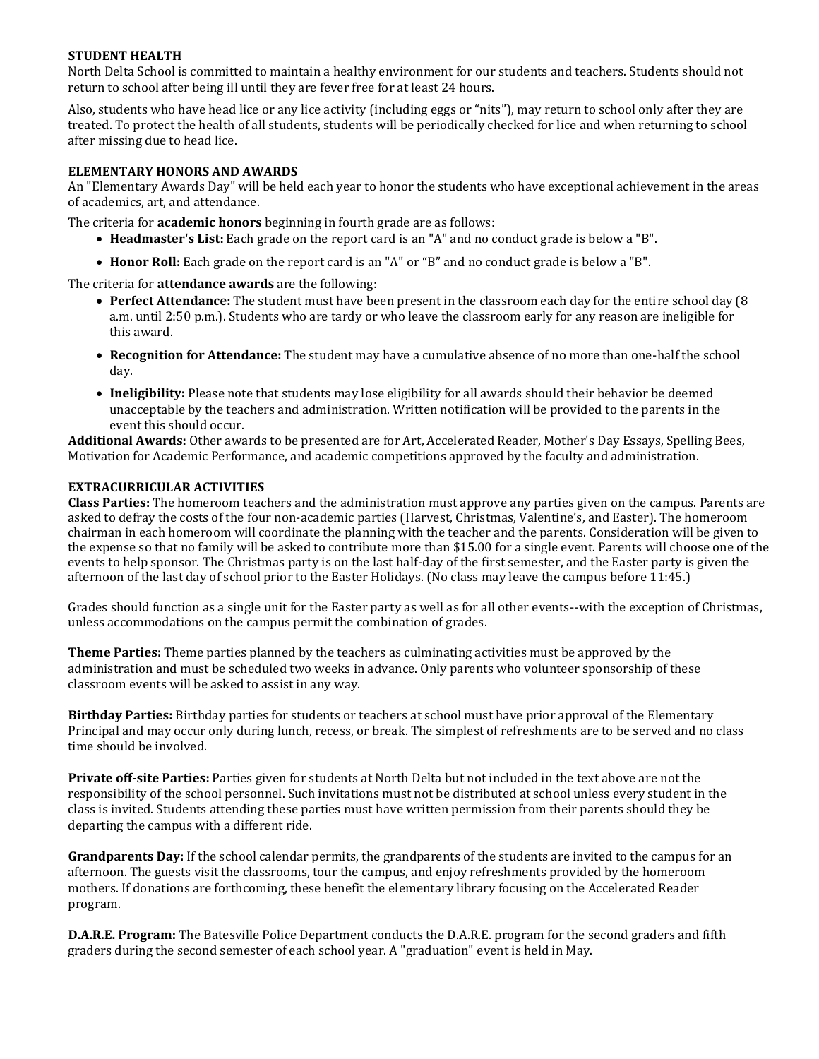**STUDENT HEALTH**

North Delta School is committed to maintain a healthy environment for our students and teachers. Students should not return to school after being ill until they are fever free for at least 24 hours.

Also, students who have head lice or any lice activity (including eggs or "nits"), may return to school only after they are treated. To protect the health of all students, students will be periodically checked for lice and when returning to school after missing due to head lice.

**ELEMENTARY HONORS AND AWARDS**

An "Elementary Awards Day" will be held each year to honor the students who have exceptional achievement in the areas of academics, art, and attendance.

The criteria for **academic honors** beginning in fourth grade are as follows:

- **Headmaster's List:** Each grade on the report card is an "A" and no conduct grade is below a "B".
- **Honor Roll:** Each grade on the report card is an "A" or "B" and no conduct grade is below a "B".

The criteria for **attendance awards** are the following:

- **Perfect Attendance:** The student must have been present in the classroom each day for the entire school day (8 a.m. until 2:50 p.m.). Students who are tardy or who leave the classroom early for any reason are ineligible for this award.
- **Recognition for Attendance:** The student may have a cumulative absence of no more than one-half the school day.
- **Ineligibility:** Please note that students may lose eligibility for all awards should their behavior be deemed unacceptable by the teachers and administration. Written notification will be provided to the parents in the event this should occur.

**Additional Awards:** Other awards to be presented are for Art, Accelerated Reader, Mother's Day Essays, Spelling Bees, Motivation for Academic Performance, and academic competitions approved by the faculty and administration.

**EXTRACURRICULAR ACTIVITIES**

**Class Parties:** The homeroom teachers and the administration must approve any parties given on the campus. Parents are asked to defray the costs of the four non-academic parties (Harvest, Christmas, Valentine's, and Easter). The homeroom chairman in each homeroom will coordinate the planning with the teacher and the parents. Consideration will be given to the expense so that no family will be asked to contribute more than $15.00 for a single event. Parents will choose one of the events to help sponsor. The Christmas party is on the last half-day of the first semester, and the Easter party is given the afternoon of the last day of school prior to the Easter Holidays. (No class may leave the campus before 11:45.)

Grades should function as a single unit for the Easter party as well as for all other events--with the exception of Christmas, unless accommodations on the campus permit the combination of grades.

**Theme Parties:** Theme parties planned by the teachers as culminating activities must be approved by the administration and must be scheduled two weeks in advance. Only parents who volunteer sponsorship of these classroom events will be asked to assist in any way.

**Birthday Parties:** Birthday parties for students or teachers at school must have prior approval of the Elementary Principal and may occur only during lunch, recess, or break. The simplest of refreshments are to be served and no class time should be involved.

**Private off-site Parties:** Parties given for students at North Delta but not included in the text above are not the responsibility of the school personnel. Such invitations must not be distributed at school unless every student in the class is invited. Students attending these parties must have written permission from their parents should they be departing the campus with a different ride.

**Grandparents Day:** If the school calendar permits, the grandparents of the students are invited to the campus for an afternoon. The guests visit the classrooms, tour the campus, and enjoy refreshments provided by the homeroom mothers. If donations are forthcoming, these benefit the elementary library focusing on the Accelerated Reader program.

**D.A.R.E. Program:** The Batesville Police Department conducts the D.A.R.E. program for the second graders and fifth graders during the second semester of each school year. A "graduation" event is held in May.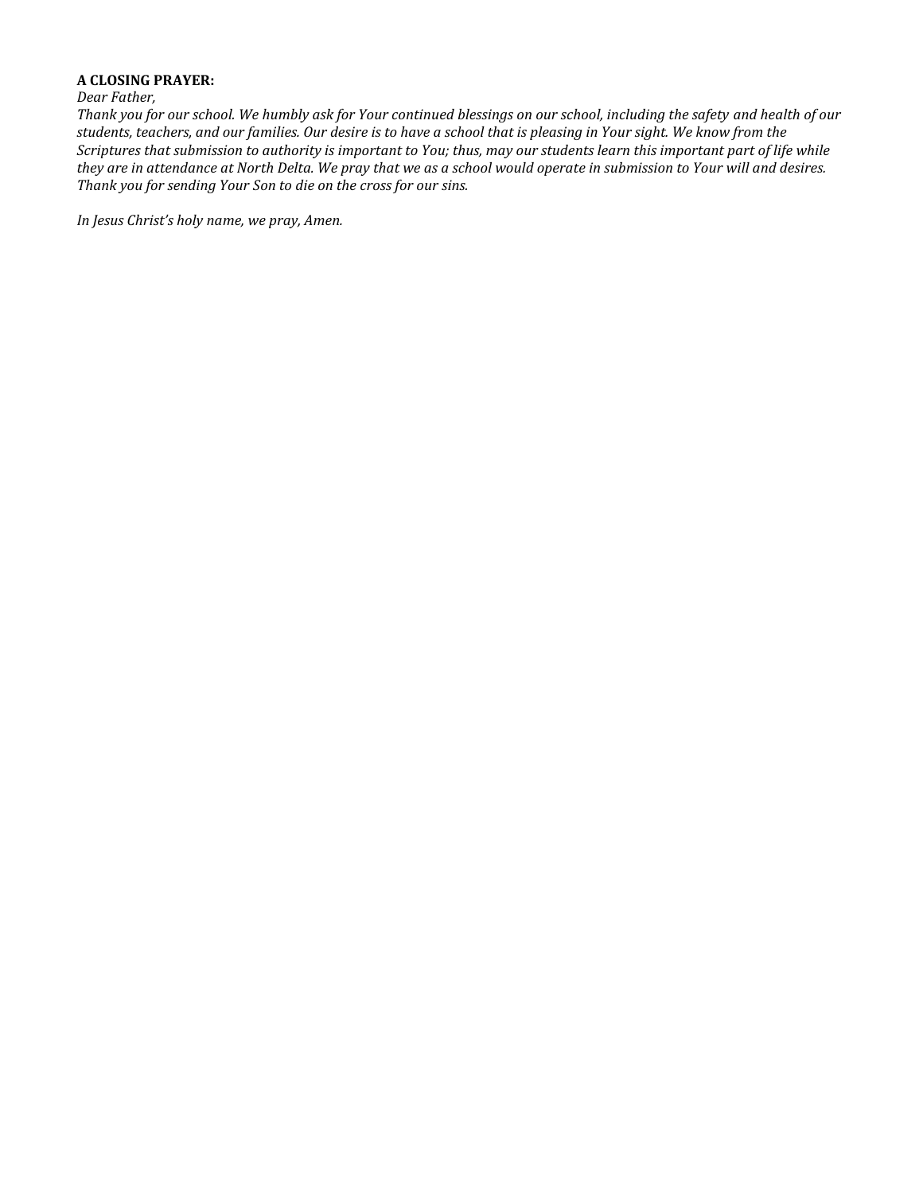**A CLOSING PRAYER:**

*Dear Father,*

*Thank you for our school. We humbly ask for Your continued blessings on our school, including the safety and health of our students, teachers, and our families. Our desire is to have a school that is pleasing in Your sight. We know from the Scriptures that submission to authority is important to You; thus, may our students learn this important part of life while they are in attendance at North Delta. We pray that we as a school would operate in submission to Your will and desires. Thank you for sending Your Son to die on the cross for our sins.*

*In Jesus Christ's holy name, we pray, Amen.*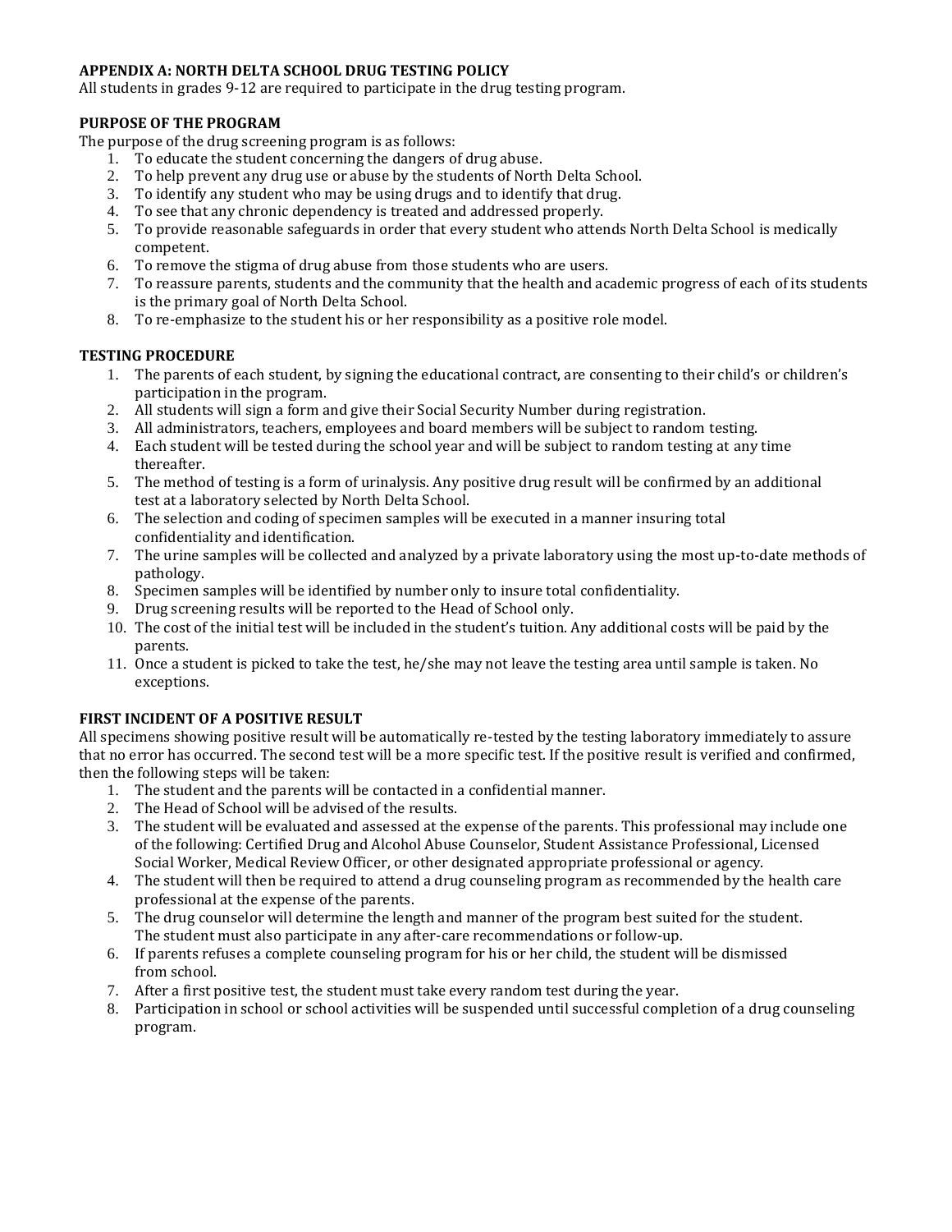## APPENDIX A: NORTH DELTA SCHOOL DRUG TESTING POLICY

All students in grades 9-12 are required to participate in the drug testing program.

### PURPOSE OF THE PROGRAM

The purpose of the drug screening program is as follows:

1. To educate the student concerning the dangers of drug abuse.
2. To help prevent any drug use or abuse by the students of North Delta School.
3. To identify any student who may be using drugs and to identify that drug.
4. To see that any chronic dependency is treated and addressed properly.
5. To provide reasonable safeguards in order that every student who attends North Delta School is medically competent.
6. To remove the stigma of drug abuse from those students who are users.
7. To reassure parents, students and the community that the health and academic progress of each of its students is the primary goal of North Delta School.
8. To re-emphasize to the student his or her responsibility as a positive role model.

### TESTING PROCEDURE

1. The parents of each student, by signing the educational contract, are consenting to their child's or children's participation in the program.
2. All students will sign a form and give their Social Security Number during registration.
3. All administrators, teachers, employees and board members will be subject to random testing.
4. Each student will be tested during the school year and will be subject to random testing at any time thereafter.
5. The method of testing is a form of urinalysis. Any positive drug result will be confirmed by an additional test at a laboratory selected by North Delta School.
6. The selection and coding of specimen samples will be executed in a manner insuring total confidentiality and identification.
7. The urine samples will be collected and analyzed by a private laboratory using the most up-to-date methods of pathology.
8. Specimen samples will be identified by number only to insure total confidentiality.
9. Drug screening results will be reported to the Head of School only.
10. The cost of the initial test will be included in the student's tuition. Any additional costs will be paid by the parents.
11. Once a student is picked to take the test, he/she may not leave the testing area until sample is taken. No exceptions.

### FIRST INCIDENT OF A POSITIVE RESULT

All specimens showing positive result will be automatically re-tested by the testing laboratory immediately to assure that no error has occurred. The second test will be a more specific test. If the positive result is verified and confirmed, then the following steps will be taken:

1. The student and the parents will be contacted in a confidential manner.
2. The Head of School will be advised of the results.
3. The student will be evaluated and assessed at the expense of the parents. This professional may include one of the following: Certified Drug and Alcohol Abuse Counselor, Student Assistance Professional, Licensed Social Worker, Medical Review Officer, or other designated appropriate professional or agency.
4. The student will then be required to attend a drug counseling program as recommended by the health care professional at the expense of the parents.
5. The drug counselor will determine the length and manner of the program best suited for the student. The student must also participate in any after-care recommendations or follow-up.
6. If parents refuses a complete counseling program for his or her child, the student will be dismissed from school.
7. After a first positive test, the student must take every random test during the year.
8. Participation in school or school activities will be suspended until successful completion of a drug counseling program.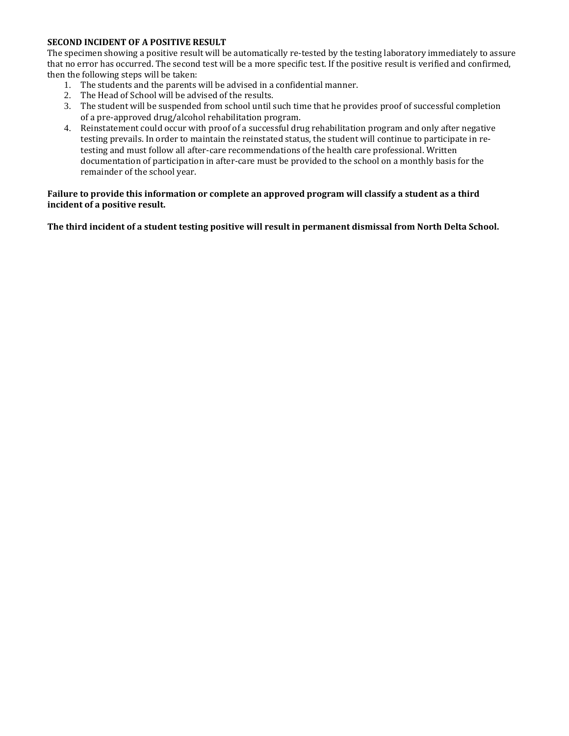**SECOND INCIDENT OF A POSITIVE RESULT**

The specimen showing a positive result will be automatically re-tested by the testing laboratory immediately to assure that no error has occurred. The second test will be a more specific test. If the positive result is verified and confirmed, then the following steps will be taken:

1. The students and the parents will be advised in a confidential manner.
2. The Head of School will be advised of the results.
3. The student will be suspended from school until such time that he provides proof of successful completion of a pre-approved drug/alcohol rehabilitation program.
4. Reinstatement could occur with proof of a successful drug rehabilitation program and only after negative testing prevails. In order to maintain the reinstated status, the student will continue to participate in re-testing and must follow all after-care recommendations of the health care professional. Written documentation of participation in after-care must be provided to the school on a monthly basis for the remainder of the school year.

**Failure to provide this information or complete an approved program will classify a student as a third incident of a positive result.**

**The third incident of a student testing positive will result in permanent dismissal from North Delta School.**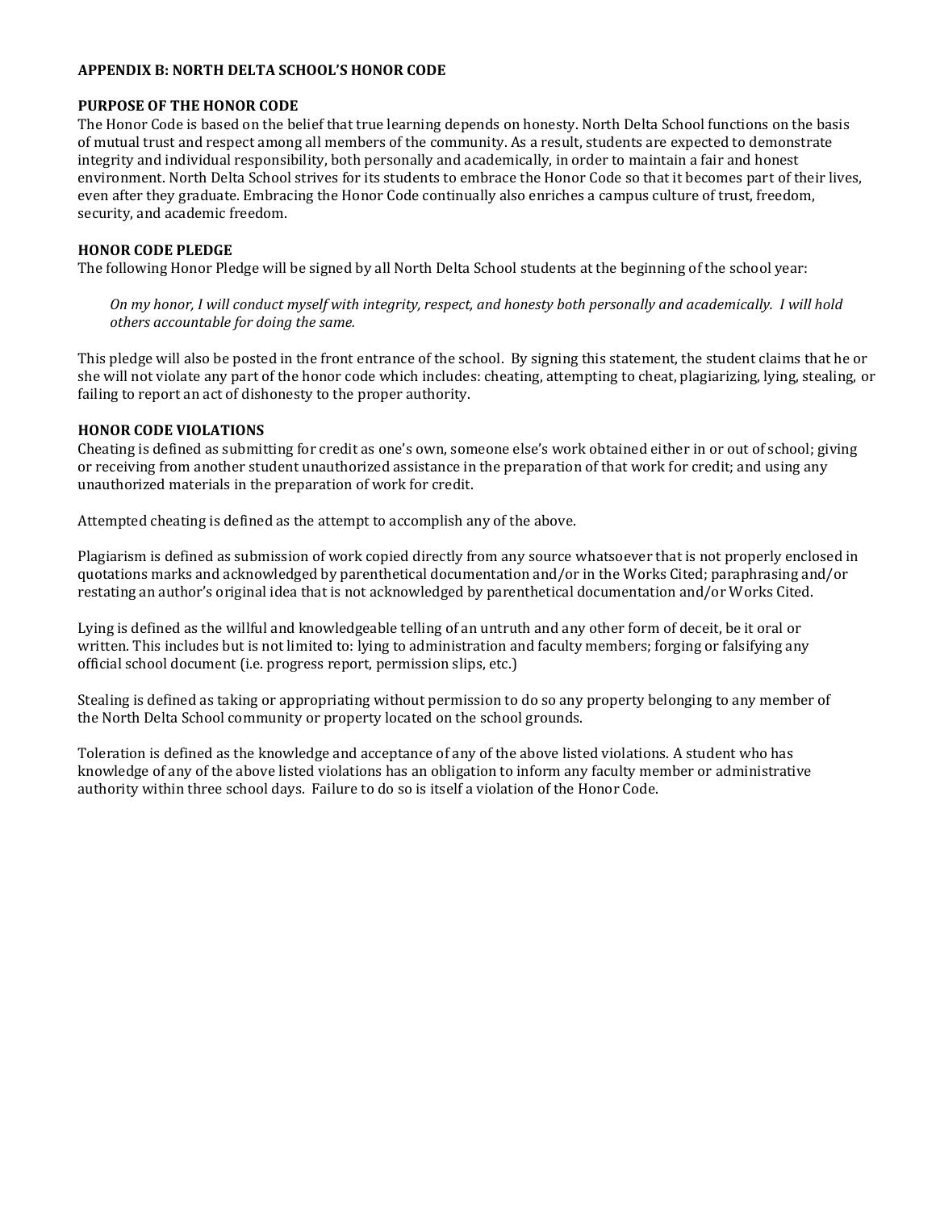# APPENDIX B: NORTH DELTA SCHOOL'S HONOR CODE

## PURPOSE OF THE HONOR CODE

The Honor Code is based on the belief that true learning depends on honesty. North Delta School functions on the basis of mutual trust and respect among all members of the community. As a result, students are expected to demonstrate integrity and individual responsibility, both personally and academically, in order to maintain a fair and honest environment. North Delta School strives for its students to embrace the Honor Code so that it becomes part of their lives, even after they graduate. Embracing the Honor Code continually also enriches a campus culture of trust, freedom, security, and academic freedom.

## HONOR CODE PLEDGE

The following Honor Pledge will be signed by all North Delta School students at the beginning of the school year:

> *On my honor, I will conduct myself with integrity, respect, and honesty both personally and academically. I will hold others accountable for doing the same.*

This pledge will also be posted in the front entrance of the school. By signing this statement, the student claims that he or she will not violate any part of the honor code which includes: cheating, attempting to cheat, plagiarizing, lying, stealing, or failing to report an act of dishonesty to the proper authority.

## HONOR CODE VIOLATIONS

Cheating is defined as submitting for credit as one's own, someone else's work obtained either in or out of school; giving or receiving from another student unauthorized assistance in the preparation of that work for credit; and using any unauthorized materials in the preparation of work for credit.

Attempted cheating is defined as the attempt to accomplish any of the above.

Plagiarism is defined as submission of work copied directly from any source whatsoever that is not properly enclosed in quotations marks and acknowledged by parenthetical documentation and/or in the Works Cited; paraphrasing and/or restating an author's original idea that is not acknowledged by parenthetical documentation and/or Works Cited.

Lying is defined as the willful and knowledgeable telling of an untruth and any other form of deceit, be it oral or written. This includes but is not limited to: lying to administration and faculty members; forging or falsifying any official school document (i.e. progress report, permission slips, etc.)

Stealing is defined as taking or appropriating without permission to do so any property belonging to any member of the North Delta School community or property located on the school grounds.

Toleration is defined as the knowledge and acceptance of any of the above listed violations. A student who has knowledge of any of the above listed violations has an obligation to inform any faculty member or administrative authority within three school days. Failure to do so is itself a violation of the Honor Code.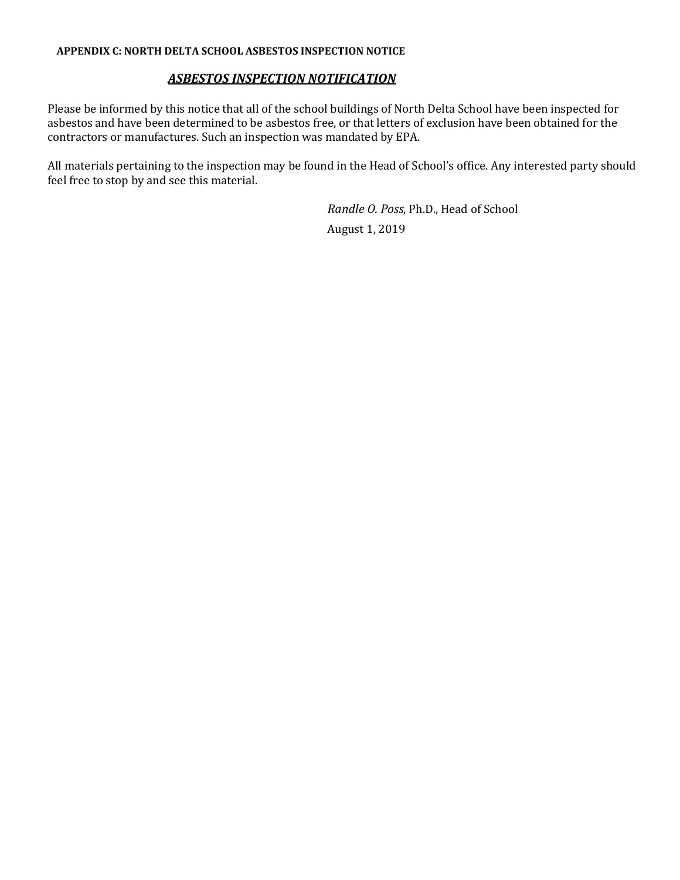**APPENDIX C: NORTH DELTA SCHOOL ASBESTOS INSPECTION NOTICE**

## ***ASBESTOS INSPECTION NOTIFICATION***

Please be informed by this notice that all of the school buildings of North Delta School have been inspected for asbestos and have been determined to be asbestos free, or that letters of exclusion have been obtained for the contractors or manufactures. Such an inspection was mandated by EPA.

All materials pertaining to the inspection may be found in the Head of School's office. Any interested party should feel free to stop by and see this material.

*Randle O. Poss*, Ph.D., Head of School

August 1, 2019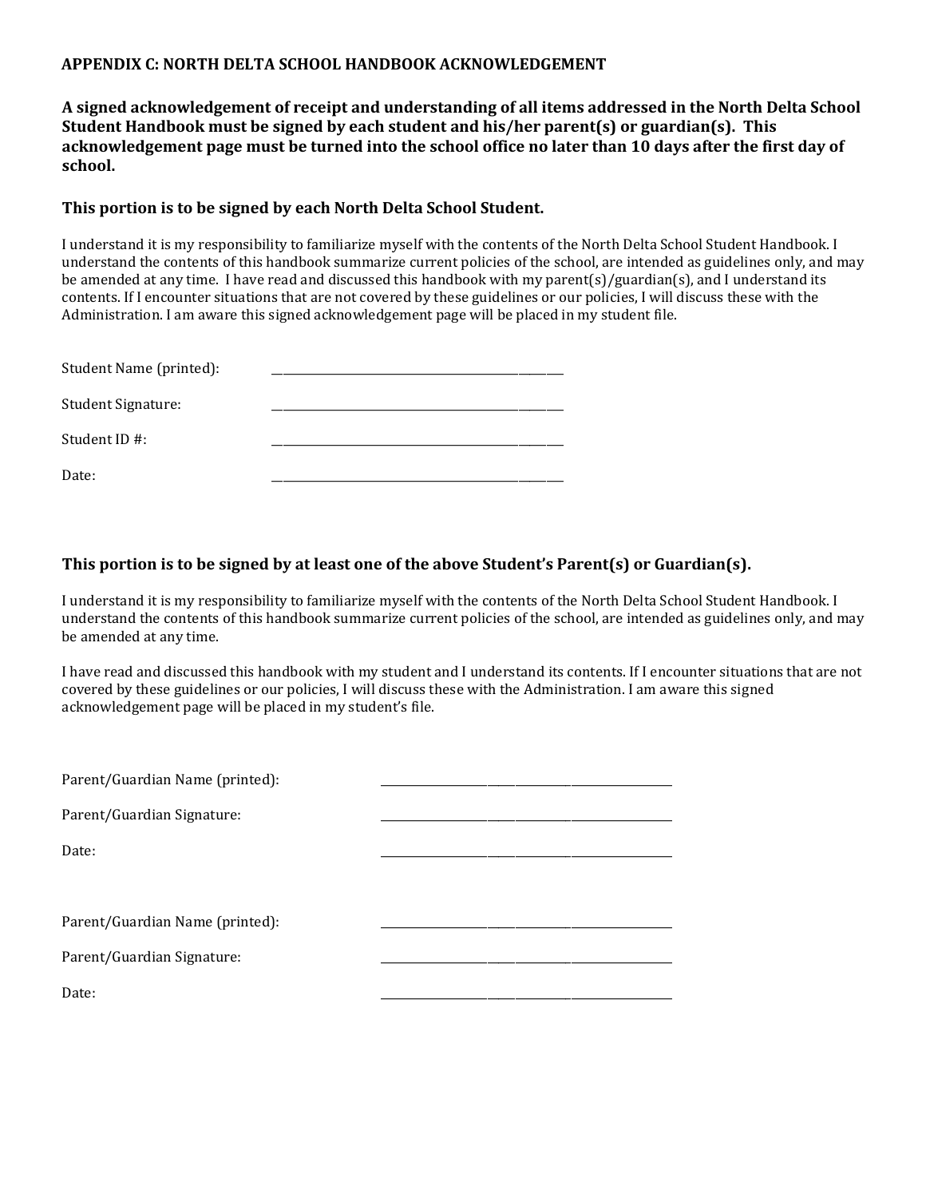## APPENDIX C: NORTH DELTA SCHOOL HANDBOOK ACKNOWLEDGEMENT

**A signed acknowledgement of receipt and understanding of all items addressed in the North Delta School Student Handbook must be signed by each student and his/her parent(s) or guardian(s). This acknowledgement page must be turned into the school office no later than 10 days after the first day of school.**

### This portion is to be signed by each North Delta School Student.

I understand it is my responsibility to familiarize myself with the contents of the North Delta School Student Handbook. I understand the contents of this handbook summarize current policies of the school, are intended as guidelines only, and may be amended at any time. I have read and discussed this handbook with my parent(s)/guardian(s), and I understand its contents. If I encounter situations that are not covered by these guidelines or our policies, I will discuss these with the Administration. I am aware this signed acknowledgement page will be placed in my student file.

Student Name (printed): ________________________________________

Student Signature: ________________________________________

Student ID #: ________________________________________

Date: ________________________________________

### This portion is to be signed by at least one of the above Student's Parent(s) or Guardian(s).

I understand it is my responsibility to familiarize myself with the contents of the North Delta School Student Handbook. I understand the contents of this handbook summarize current policies of the school, are intended as guidelines only, and may be amended at any time.

I have read and discussed this handbook with my student and I understand its contents. If I encounter situations that are not covered by these guidelines or our policies, I will discuss these with the Administration. I am aware this signed acknowledgement page will be placed in my student's file.

Parent/Guardian Name (printed): ________________________________________

Parent/Guardian Signature: ________________________________________

Date: ________________________________________

Parent/Guardian Name (printed): ________________________________________

Parent/Guardian Signature: ________________________________________

Date: ________________________________________